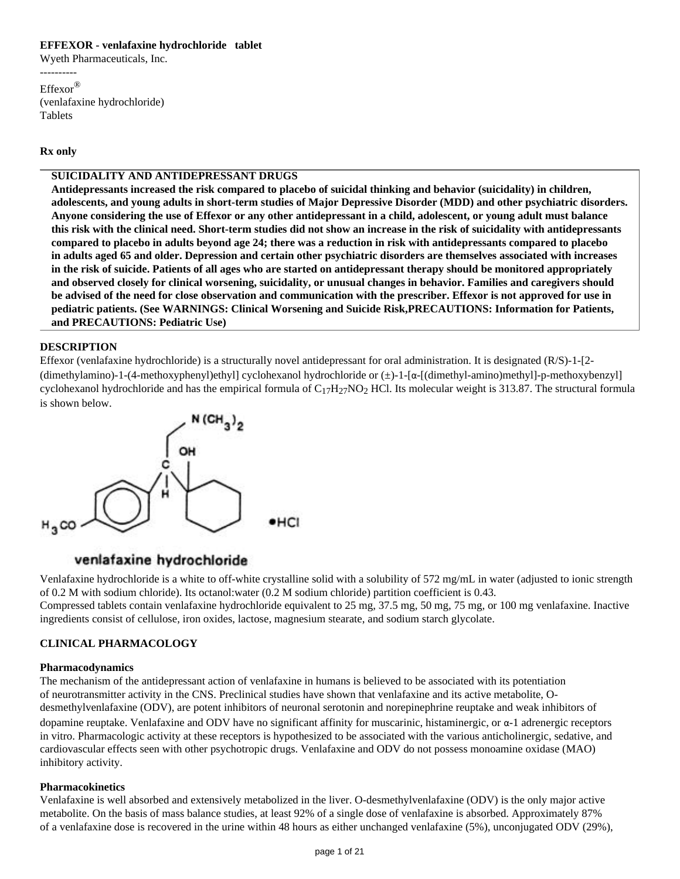**EFFEXOR - venlafaxine hydrochloride tablet**
Wyeth Pharmaceuticals, Inc.

----------

Effexor®
(venlafaxine hydrochloride)
Tablets

**Rx only**

**SUICIDALITY AND ANTIDEPRESSANT DRUGS**
**Antidepressants increased the risk compared to placebo of suicidal thinking and behavior (suicidality) in children, adolescents, and young adults in short-term studies of Major Depressive Disorder (MDD) and other psychiatric disorders. Anyone considering the use of Effexor or any other antidepressant in a child, adolescent, or young adult must balance this risk with the clinical need. Short-term studies did not show an increase in the risk of suicidality with antidepressants compared to placebo in adults beyond age 24; there was a reduction in risk with antidepressants compared to placebo in adults aged 65 and older. Depression and certain other psychiatric disorders are themselves associated with increases in the risk of suicide. Patients of all ages who are started on antidepressant therapy should be monitored appropriately and observed closely for clinical worsening, suicidality, or unusual changes in behavior. Families and caregivers should be advised of the need for close observation and communication with the prescriber. Effexor is not approved for use in pediatric patients. (See WARNINGS: Clinical Worsening and Suicide Risk,PRECAUTIONS: Information for Patients, and PRECAUTIONS: Pediatric Use)**

## DESCRIPTION

Effexor (venlafaxine hydrochloride) is a structurally novel antidepressant for oral administration. It is designated (R/S)-1-[2-(dimethylamino)-1-(4-methoxyphenyl)ethyl] cyclohexanol hydrochloride or (±)-1-[α-[(dimethyl-amino)methyl]-p-methoxybenzyl] cyclohexanol hydrochloride and has the empirical formula of $C_{17}H_{27}NO_2$ HCl. Its molecular weight is 313.87. The structural formula is shown below.

venlafaxine hydrochloride

Venlafaxine hydrochloride is a white to off-white crystalline solid with a solubility of 572 mg/mL in water (adjusted to ionic strength of 0.2 M with sodium chloride). Its octanol:water (0.2 M sodium chloride) partition coefficient is 0.43.
Compressed tablets contain venlafaxine hydrochloride equivalent to 25 mg, 37.5 mg, 50 mg, 75 mg, or 100 mg venlafaxine. Inactive ingredients consist of cellulose, iron oxides, lactose, magnesium stearate, and sodium starch glycolate.

## CLINICAL PHARMACOLOGY

### Pharmacodynamics

The mechanism of the antidepressant action of venlafaxine in humans is believed to be associated with its potentiation of neurotransmitter activity in the CNS. Preclinical studies have shown that venlafaxine and its active metabolite, O-desmethylvenlafaxine (ODV), are potent inhibitors of neuronal serotonin and norepinephrine reuptake and weak inhibitors of dopamine reuptake. Venlafaxine and ODV have no significant affinity for muscarinic, histaminergic, or α-1 adrenergic receptors in vitro. Pharmacologic activity at these receptors is hypothesized to be associated with the various anticholinergic, sedative, and cardiovascular effects seen with other psychotropic drugs. Venlafaxine and ODV do not possess monoamine oxidase (MAO) inhibitory activity.

### Pharmacokinetics

Venlafaxine is well absorbed and extensively metabolized in the liver. O-desmethylvenlafaxine (ODV) is the only major active metabolite. On the basis of mass balance studies, at least 92% of a single dose of venlafaxine is absorbed. Approximately 87% of a venlafaxine dose is recovered in the urine within 48 hours as either unchanged venlafaxine (5%), unconjugated ODV (29%),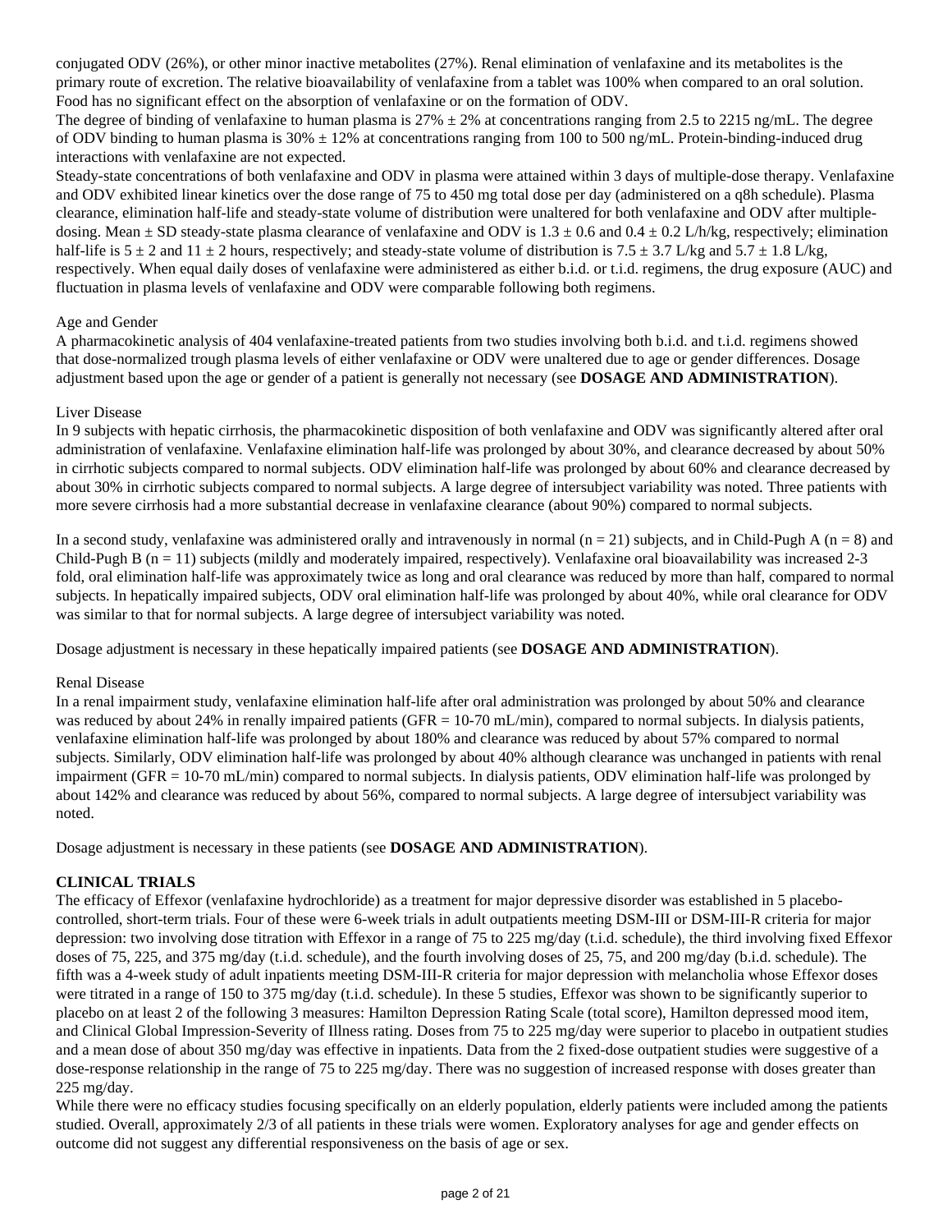conjugated ODV (26%), or other minor inactive metabolites (27%). Renal elimination of venlafaxine and its metabolites is the primary route of excretion. The relative bioavailability of venlafaxine from a tablet was 100% when compared to an oral solution. Food has no significant effect on the absorption of venlafaxine or on the formation of ODV.

The degree of binding of venlafaxine to human plasma is 27% ± 2% at concentrations ranging from 2.5 to 2215 ng/mL. The degree of ODV binding to human plasma is 30% ± 12% at concentrations ranging from 100 to 500 ng/mL. Protein-binding-induced drug interactions with venlafaxine are not expected.

Steady-state concentrations of both venlafaxine and ODV in plasma were attained within 3 days of multiple-dose therapy. Venlafaxine and ODV exhibited linear kinetics over the dose range of 75 to 450 mg total dose per day (administered on a q8h schedule). Plasma clearance, elimination half-life and steady-state volume of distribution were unaltered for both venlafaxine and ODV after multiple-dosing. Mean ± SD steady-state plasma clearance of venlafaxine and ODV is 1.3 ± 0.6 and 0.4 ± 0.2 L/h/kg, respectively; elimination half-life is 5 ± 2 and 11 ± 2 hours, respectively; and steady-state volume of distribution is 7.5 ± 3.7 L/kg and 5.7 ± 1.8 L/kg, respectively. When equal daily doses of venlafaxine were administered as either b.i.d. or t.i.d. regimens, the drug exposure (AUC) and fluctuation in plasma levels of venlafaxine and ODV were comparable following both regimens.

Age and Gender

A pharmacokinetic analysis of 404 venlafaxine-treated patients from two studies involving both b.i.d. and t.i.d. regimens showed that dose-normalized trough plasma levels of either venlafaxine or ODV were unaltered due to age or gender differences. Dosage adjustment based upon the age or gender of a patient is generally not necessary (see **DOSAGE AND ADMINISTRATION**).

Liver Disease

In 9 subjects with hepatic cirrhosis, the pharmacokinetic disposition of both venlafaxine and ODV was significantly altered after oral administration of venlafaxine. Venlafaxine elimination half-life was prolonged by about 30%, and clearance decreased by about 50% in cirrhotic subjects compared to normal subjects. ODV elimination half-life was prolonged by about 60% and clearance decreased by about 30% in cirrhotic subjects compared to normal subjects. A large degree of intersubject variability was noted. Three patients with more severe cirrhosis had a more substantial decrease in venlafaxine clearance (about 90%) compared to normal subjects.

In a second study, venlafaxine was administered orally and intravenously in normal (n = 21) subjects, and in Child-Pugh A (n = 8) and Child-Pugh B (n = 11) subjects (mildly and moderately impaired, respectively). Venlafaxine oral bioavailability was increased 2-3 fold, oral elimination half-life was approximately twice as long and oral clearance was reduced by more than half, compared to normal subjects. In hepatically impaired subjects, ODV oral elimination half-life was prolonged by about 40%, while oral clearance for ODV was similar to that for normal subjects. A large degree of intersubject variability was noted.

Dosage adjustment is necessary in these hepatically impaired patients (see **DOSAGE AND ADMINISTRATION**).

Renal Disease

In a renal impairment study, venlafaxine elimination half-life after oral administration was prolonged by about 50% and clearance was reduced by about 24% in renally impaired patients (GFR = 10-70 mL/min), compared to normal subjects. In dialysis patients, venlafaxine elimination half-life was prolonged by about 180% and clearance was reduced by about 57% compared to normal subjects. Similarly, ODV elimination half-life was prolonged by about 40% although clearance was unchanged in patients with renal impairment (GFR = 10-70 mL/min) compared to normal subjects. In dialysis patients, ODV elimination half-life was prolonged by about 142% and clearance was reduced by about 56%, compared to normal subjects. A large degree of intersubject variability was noted.

Dosage adjustment is necessary in these patients (see **DOSAGE AND ADMINISTRATION**).

**CLINICAL TRIALS**

The efficacy of Effexor (venlafaxine hydrochloride) as a treatment for major depressive disorder was established in 5 placebo-controlled, short-term trials. Four of these were 6-week trials in adult outpatients meeting DSM-III or DSM-III-R criteria for major depression: two involving dose titration with Effexor in a range of 75 to 225 mg/day (t.i.d. schedule), the third involving fixed Effexor doses of 75, 225, and 375 mg/day (t.i.d. schedule), and the fourth involving doses of 25, 75, and 200 mg/day (b.i.d. schedule). The fifth was a 4-week study of adult inpatients meeting DSM-III-R criteria for major depression with melancholia whose Effexor doses were titrated in a range of 150 to 375 mg/day (t.i.d. schedule). In these 5 studies, Effexor was shown to be significantly superior to placebo on at least 2 of the following 3 measures: Hamilton Depression Rating Scale (total score), Hamilton depressed mood item, and Clinical Global Impression-Severity of Illness rating. Doses from 75 to 225 mg/day were superior to placebo in outpatient studies and a mean dose of about 350 mg/day was effective in inpatients. Data from the 2 fixed-dose outpatient studies were suggestive of a dose-response relationship in the range of 75 to 225 mg/day. There was no suggestion of increased response with doses greater than 225 mg/day.

While there were no efficacy studies focusing specifically on an elderly population, elderly patients were included among the patients studied. Overall, approximately 2/3 of all patients in these trials were women. Exploratory analyses for age and gender effects on outcome did not suggest any differential responsiveness on the basis of age or sex.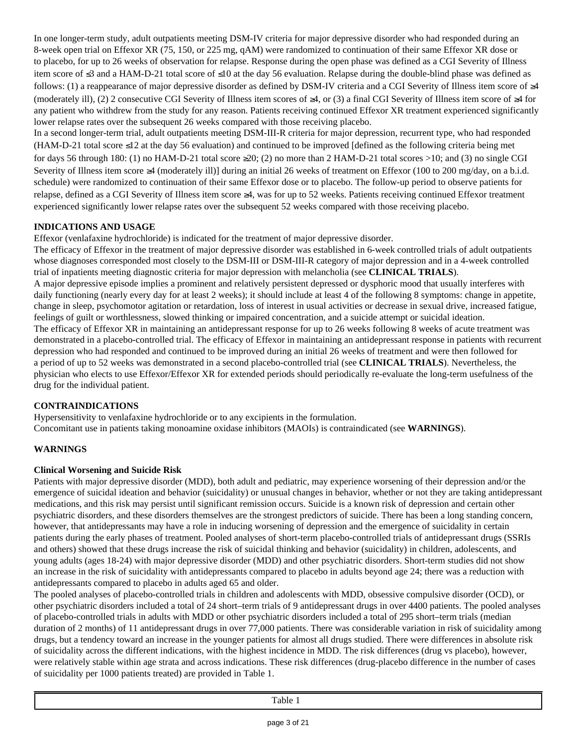In one longer-term study, adult outpatients meeting DSM-IV criteria for major depressive disorder who had responded during an 8-week open trial on Effexor XR (75, 150, or 225 mg, qAM) were randomized to continuation of their same Effexor XR dose or to placebo, for up to 26 weeks of observation for relapse. Response during the open phase was defined as a CGI Severity of Illness item score of ≤3 and a HAM-D-21 total score of ≤10 at the day 56 evaluation. Relapse during the double-blind phase was defined as follows: (1) a reappearance of major depressive disorder as defined by DSM-IV criteria and a CGI Severity of Illness item score of ≥4 (moderately ill), (2) 2 consecutive CGI Severity of Illness item scores of ≥4, or (3) a final CGI Severity of Illness item score of ≥4 for any patient who withdrew from the study for any reason. Patients receiving continued Effexor XR treatment experienced significantly lower relapse rates over the subsequent 26 weeks compared with those receiving placebo.

In a second longer-term trial, adult outpatients meeting DSM-III-R criteria for major depression, recurrent type, who had responded (HAM-D-21 total score ≤12 at the day 56 evaluation) and continued to be improved [defined as the following criteria being met for days 56 through 180: (1) no HAM-D-21 total score ≥20; (2) no more than 2 HAM-D-21 total scores >10; and (3) no single CGI Severity of Illness item score ≥4 (moderately ill)] during an initial 26 weeks of treatment on Effexor (100 to 200 mg/day, on a b.i.d. schedule) were randomized to continuation of their same Effexor dose or to placebo. The follow-up period to observe patients for relapse, defined as a CGI Severity of Illness item score ≥4, was for up to 52 weeks. Patients receiving continued Effexor treatment experienced significantly lower relapse rates over the subsequent 52 weeks compared with those receiving placebo.

## INDICATIONS AND USAGE

Effexor (venlafaxine hydrochloride) is indicated for the treatment of major depressive disorder.

The efficacy of Effexor in the treatment of major depressive disorder was established in 6-week controlled trials of adult outpatients whose diagnoses corresponded most closely to the DSM-III or DSM-III-R category of major depression and in a 4-week controlled trial of inpatients meeting diagnostic criteria for major depression with melancholia (see **CLINICAL TRIALS**).

A major depressive episode implies a prominent and relatively persistent depressed or dysphoric mood that usually interferes with daily functioning (nearly every day for at least 2 weeks); it should include at least 4 of the following 8 symptoms: change in appetite, change in sleep, psychomotor agitation or retardation, loss of interest in usual activities or decrease in sexual drive, increased fatigue, feelings of guilt or worthlessness, slowed thinking or impaired concentration, and a suicide attempt or suicidal ideation.

The efficacy of Effexor XR in maintaining an antidepressant response for up to 26 weeks following 8 weeks of acute treatment was demonstrated in a placebo-controlled trial. The efficacy of Effexor in maintaining an antidepressant response in patients with recurrent depression who had responded and continued to be improved during an initial 26 weeks of treatment and were then followed for a period of up to 52 weeks was demonstrated in a second placebo-controlled trial (see **CLINICAL TRIALS**). Nevertheless, the physician who elects to use Effexor/Effexor XR for extended periods should periodically re-evaluate the long-term usefulness of the drug for the individual patient.

## CONTRAINDICATIONS

Hypersensitivity to venlafaxine hydrochloride or to any excipients in the formulation.

Concomitant use in patients taking monoamine oxidase inhibitors (MAOIs) is contraindicated (see **WARNINGS**).

## WARNINGS

### Clinical Worsening and Suicide Risk

Patients with major depressive disorder (MDD), both adult and pediatric, may experience worsening of their depression and/or the emergence of suicidal ideation and behavior (suicidality) or unusual changes in behavior, whether or not they are taking antidepressant medications, and this risk may persist until significant remission occurs. Suicide is a known risk of depression and certain other psychiatric disorders, and these disorders themselves are the strongest predictors of suicide. There has been a long standing concern, however, that antidepressants may have a role in inducing worsening of depression and the emergence of suicidality in certain patients during the early phases of treatment. Pooled analyses of short-term placebo-controlled trials of antidepressant drugs (SSRIs and others) showed that these drugs increase the risk of suicidal thinking and behavior (suicidality) in children, adolescents, and young adults (ages 18-24) with major depressive disorder (MDD) and other psychiatric disorders. Short-term studies did not show an increase in the risk of suicidality with antidepressants compared to placebo in adults beyond age 24; there was a reduction with antidepressants compared to placebo in adults aged 65 and older.

The pooled analyses of placebo-controlled trials in children and adolescents with MDD, obsessive compulsive disorder (OCD), or other psychiatric disorders included a total of 24 short–term trials of 9 antidepressant drugs in over 4400 patients. The pooled analyses of placebo-controlled trials in adults with MDD or other psychiatric disorders included a total of 295 short–term trials (median duration of 2 months) of 11 antidepressant drugs in over 77,000 patients. There was considerable variation in risk of suicidality among drugs, but a tendency toward an increase in the younger patients for almost all drugs studied. There were differences in absolute risk of suicidality across the different indications, with the highest incidence in MDD. The risk differences (drug vs placebo), however, were relatively stable within age strata and across indications. These risk differences (drug-placebo difference in the number of cases of suicidality per 1000 patients treated) are provided in Table 1.

| Table 1 |
|---|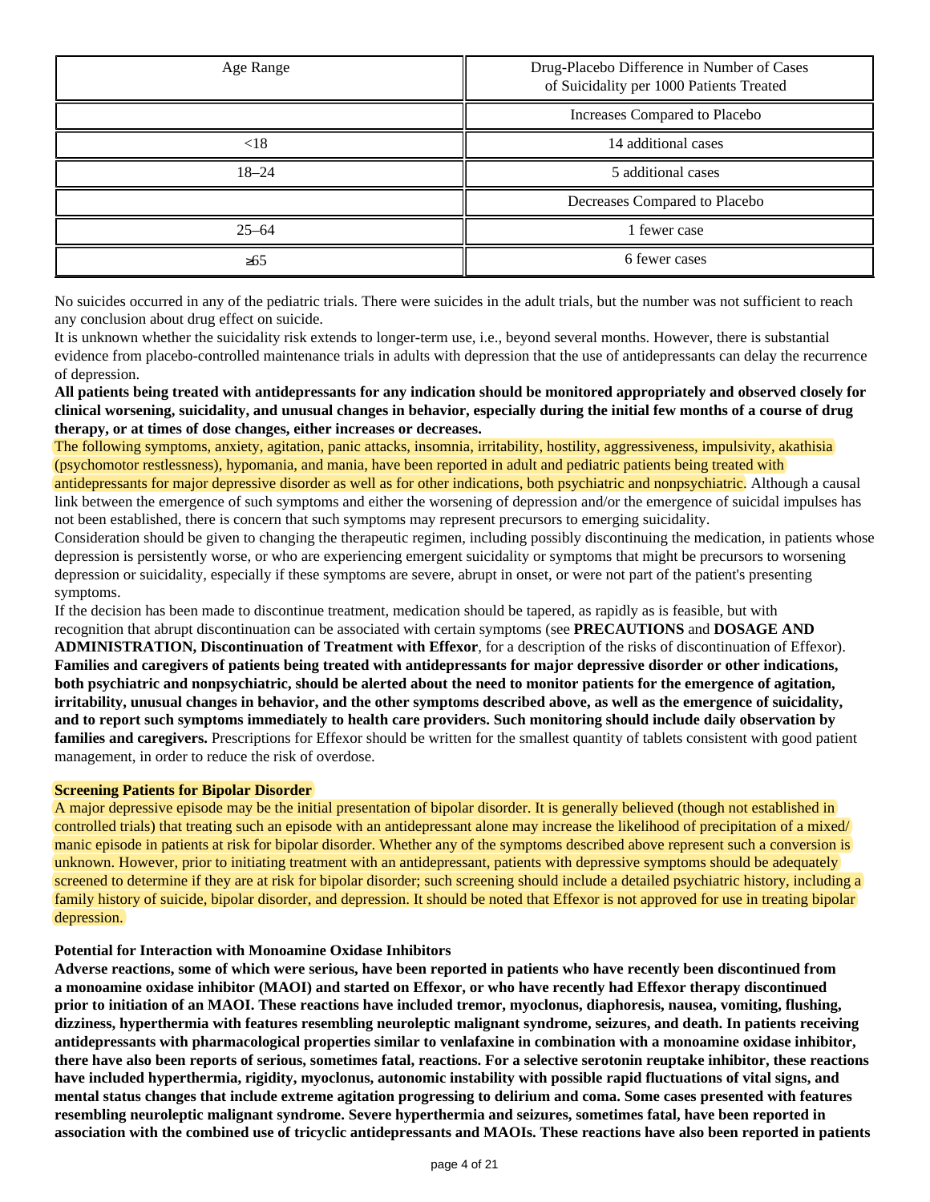| Age Range | Drug-Placebo Difference in Number of Cases of Suicidality per 1000 Patients Treated |
|---|---|
| | Increases Compared to Placebo |
| <18 | 14 additional cases |
| 18–24 | 5 additional cases |
| | Decreases Compared to Placebo |
| 25–64 | 1 fewer case |
| ≥65 | 6 fewer cases |

No suicides occurred in any of the pediatric trials. There were suicides in the adult trials, but the number was not sufficient to reach any conclusion about drug effect on suicide.

It is unknown whether the suicidality risk extends to longer-term use, i.e., beyond several months. However, there is substantial evidence from placebo-controlled maintenance trials in adults with depression that the use of antidepressants can delay the recurrence of depression.

**All patients being treated with antidepressants for any indication should be monitored appropriately and observed closely for clinical worsening, suicidality, and unusual changes in behavior, especially during the initial few months of a course of drug therapy, or at times of dose changes, either increases or decreases.**

The following symptoms, anxiety, agitation, panic attacks, insomnia, irritability, hostility, aggressiveness, impulsivity, akathisia (psychomotor restlessness), hypomania, and mania, have been reported in adult and pediatric patients being treated with antidepressants for major depressive disorder as well as for other indications, both psychiatric and nonpsychiatric. Although a causal link between the emergence of such symptoms and either the worsening of depression and/or the emergence of suicidal impulses has not been established, there is concern that such symptoms may represent precursors to emerging suicidality.

Consideration should be given to changing the therapeutic regimen, including possibly discontinuing the medication, in patients whose depression is persistently worse, or who are experiencing emergent suicidality or symptoms that might be precursors to worsening depression or suicidality, especially if these symptoms are severe, abrupt in onset, or were not part of the patient's presenting symptoms.

If the decision has been made to discontinue treatment, medication should be tapered, as rapidly as is feasible, but with recognition that abrupt discontinuation can be associated with certain symptoms (see **PRECAUTIONS** and **DOSAGE AND ADMINISTRATION, Discontinuation of Treatment with Effexor**, for a description of the risks of discontinuation of Effexor).

**Families and caregivers of patients being treated with antidepressants for major depressive disorder or other indications, both psychiatric and nonpsychiatric, should be alerted about the need to monitor patients for the emergence of agitation, irritability, unusual changes in behavior, and the other symptoms described above, as well as the emergence of suicidality, and to report such symptoms immediately to health care providers. Such monitoring should include daily observation by families and caregivers.** Prescriptions for Effexor should be written for the smallest quantity of tablets consistent with good patient management, in order to reduce the risk of overdose.

**Screening Patients for Bipolar Disorder**

A major depressive episode may be the initial presentation of bipolar disorder. It is generally believed (though not established in controlled trials) that treating such an episode with an antidepressant alone may increase the likelihood of precipitation of a mixed/manic episode in patients at risk for bipolar disorder. Whether any of the symptoms described above represent such a conversion is unknown. However, prior to initiating treatment with an antidepressant, patients with depressive symptoms should be adequately screened to determine if they are at risk for bipolar disorder; such screening should include a detailed psychiatric history, including a family history of suicide, bipolar disorder, and depression. It should be noted that Effexor is not approved for use in treating bipolar depression.

**Potential for Interaction with Monoamine Oxidase Inhibitors**

**Adverse reactions, some of which were serious, have been reported in patients who have recently been discontinued from a monoamine oxidase inhibitor (MAOI) and started on Effexor, or who have recently had Effexor therapy discontinued prior to initiation of an MAOI. These reactions have included tremor, myoclonus, diaphoresis, nausea, vomiting, flushing, dizziness, hyperthermia with features resembling neuroleptic malignant syndrome, seizures, and death. In patients receiving antidepressants with pharmacological properties similar to venlafaxine in combination with a monoamine oxidase inhibitor, there have also been reports of serious, sometimes fatal, reactions. For a selective serotonin reuptake inhibitor, these reactions have included hyperthermia, rigidity, myoclonus, autonomic instability with possible rapid fluctuations of vital signs, and mental status changes that include extreme agitation progressing to delirium and coma. Some cases presented with features resembling neuroleptic malignant syndrome. Severe hyperthermia and seizures, sometimes fatal, have been reported in association with the combined use of tricyclic antidepressants and MAOIs. These reactions have also been reported in patients**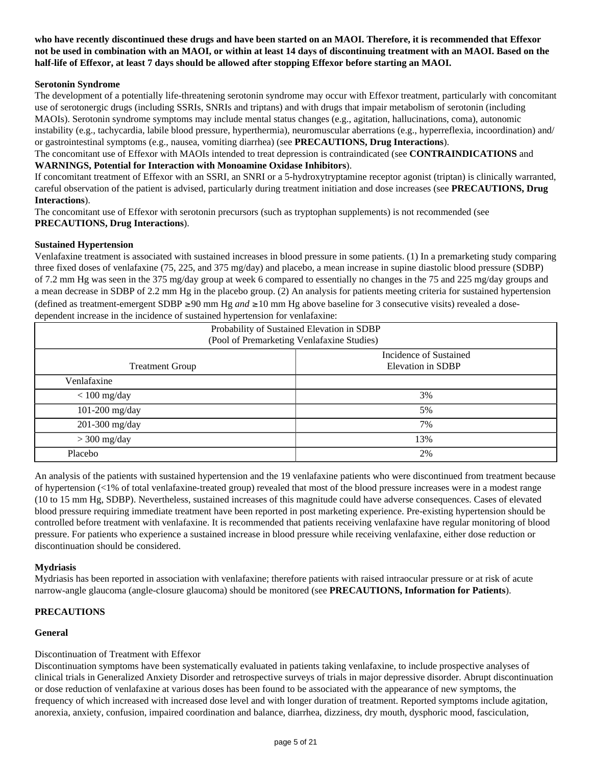**who have recently discontinued these drugs and have been started on an MAOI. Therefore, it is recommended that Effexor not be used in combination with an MAOI, or within at least 14 days of discontinuing treatment with an MAOI. Based on the half-life of Effexor, at least 7 days should be allowed after stopping Effexor before starting an MAOI.**

**Serotonin Syndrome**

The development of a potentially life-threatening serotonin syndrome may occur with Effexor treatment, particularly with concomitant use of serotonergic drugs (including SSRIs, SNRIs and triptans) and with drugs that impair metabolism of serotonin (including MAOIs). Serotonin syndrome symptoms may include mental status changes (e.g., agitation, hallucinations, coma), autonomic instability (e.g., tachycardia, labile blood pressure, hyperthermia), neuromuscular aberrations (e.g., hyperreflexia, incoordination) and/or gastrointestinal symptoms (e.g., nausea, vomiting diarrhea) (see **PRECAUTIONS, Drug Interactions**).

The concomitant use of Effexor with MAOIs intended to treat depression is contraindicated (see **CONTRAINDICATIONS** and **WARNINGS, Potential for Interaction with Monoamine Oxidase Inhibitors**).

If concomitant treatment of Effexor with an SSRI, an SNRI or a 5-hydroxytryptamine receptor agonist (triptan) is clinically warranted, careful observation of the patient is advised, particularly during treatment initiation and dose increases (see **PRECAUTIONS, Drug Interactions**).

The concomitant use of Effexor with serotonin precursors (such as tryptophan supplements) is not recommended (see **PRECAUTIONS, Drug Interactions**).

**Sustained Hypertension**

Venlafaxine treatment is associated with sustained increases in blood pressure in some patients. (1) In a premarketing study comparing three fixed doses of venlafaxine (75, 225, and 375 mg/day) and placebo, a mean increase in supine diastolic blood pressure (SDBP) of 7.2 mm Hg was seen in the 375 mg/day group at week 6 compared to essentially no changes in the 75 and 225 mg/day groups and a mean decrease in SDBP of 2.2 mm Hg in the placebo group. (2) An analysis for patients meeting criteria for sustained hypertension (defined as treatment-emergent SDBP ≥90 mm Hg *and* ≥10 mm Hg above baseline for 3 consecutive visits) revealed a dose-dependent increase in the incidence of sustained hypertension for venlafaxine:

| Probability of Sustained Elevation in SDBP (Pool of Premarketing Venlafaxine Studies) | |
|---|---|
| Treatment Group | Incidence of Sustained Elevation in SDBP |
| Venlafaxine | |
| < 100 mg/day | 3% |
| 101-200 mg/day | 5% |
| 201-300 mg/day | 7% |
| > 300 mg/day | 13% |
| Placebo | 2% |

An analysis of the patients with sustained hypertension and the 19 venlafaxine patients who were discontinued from treatment because of hypertension (<1% of total venlafaxine-treated group) revealed that most of the blood pressure increases were in a modest range (10 to 15 mm Hg, SDBP). Nevertheless, sustained increases of this magnitude could have adverse consequences. Cases of elevated blood pressure requiring immediate treatment have been reported in post marketing experience. Pre-existing hypertension should be controlled before treatment with venlafaxine. It is recommended that patients receiving venlafaxine have regular monitoring of blood pressure. For patients who experience a sustained increase in blood pressure while receiving venlafaxine, either dose reduction or discontinuation should be considered.

**Mydriasis**

Mydriasis has been reported in association with venlafaxine; therefore patients with raised intraocular pressure or at risk of acute narrow-angle glaucoma (angle-closure glaucoma) should be monitored (see **PRECAUTIONS, Information for Patients**).

## PRECAUTIONS

**General**

Discontinuation of Treatment with Effexor

Discontinuation symptoms have been systematically evaluated in patients taking venlafaxine, to include prospective analyses of clinical trials in Generalized Anxiety Disorder and retrospective surveys of trials in major depressive disorder. Abrupt discontinuation or dose reduction of venlafaxine at various doses has been found to be associated with the appearance of new symptoms, the frequency of which increased with increased dose level and with longer duration of treatment. Reported symptoms include agitation, anorexia, anxiety, confusion, impaired coordination and balance, diarrhea, dizziness, dry mouth, dysphoric mood, fasciculation,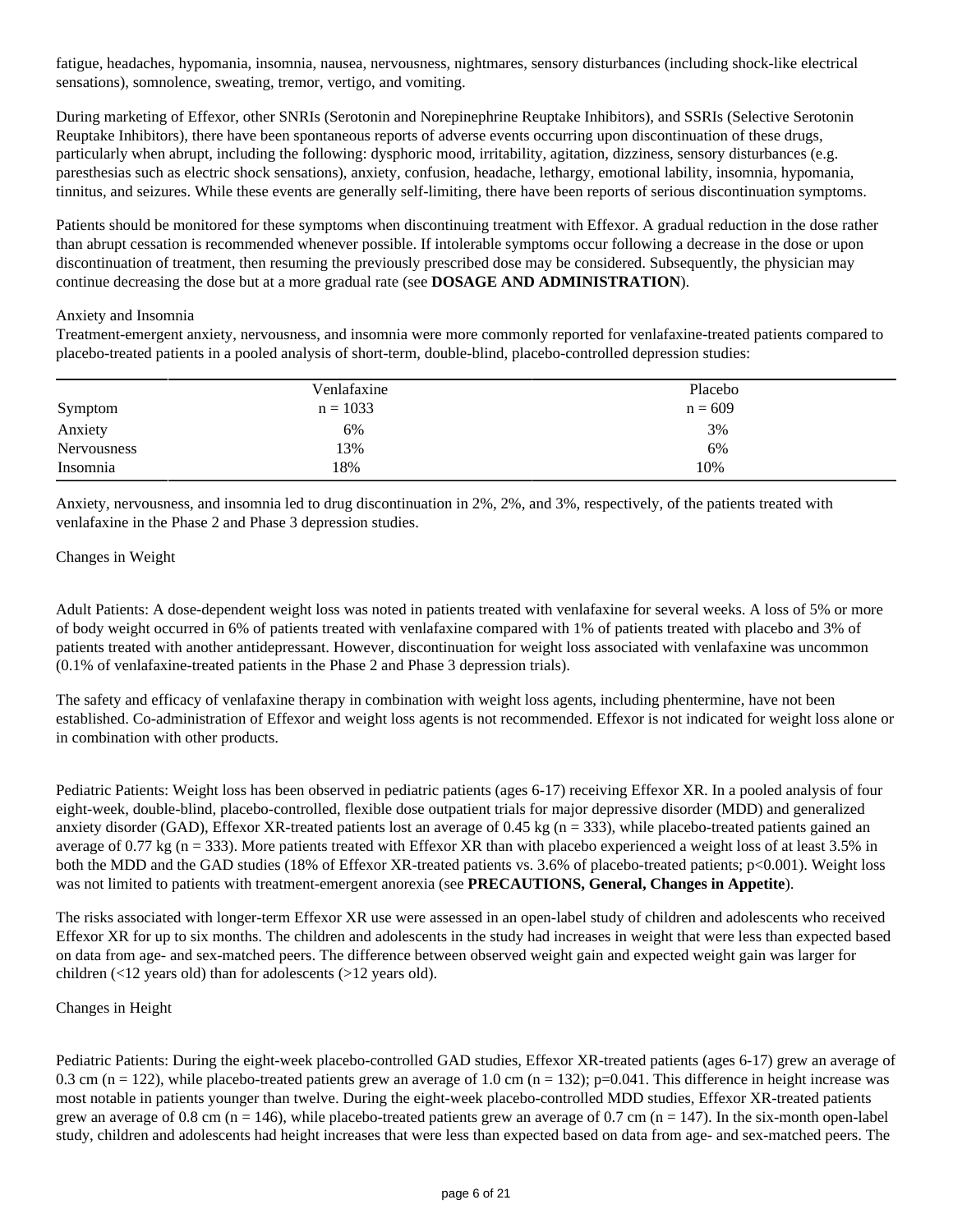fatigue, headaches, hypomania, insomnia, nausea, nervousness, nightmares, sensory disturbances (including shock-like electrical sensations), somnolence, sweating, tremor, vertigo, and vomiting.

During marketing of Effexor, other SNRIs (Serotonin and Norepinephrine Reuptake Inhibitors), and SSRIs (Selective Serotonin Reuptake Inhibitors), there have been spontaneous reports of adverse events occurring upon discontinuation of these drugs, particularly when abrupt, including the following: dysphoric mood, irritability, agitation, dizziness, sensory disturbances (e.g. paresthesias such as electric shock sensations), anxiety, confusion, headache, lethargy, emotional lability, insomnia, hypomania, tinnitus, and seizures. While these events are generally self-limiting, there have been reports of serious discontinuation symptoms.

Patients should be monitored for these symptoms when discontinuing treatment with Effexor. A gradual reduction in the dose rather than abrupt cessation is recommended whenever possible. If intolerable symptoms occur following a decrease in the dose or upon discontinuation of treatment, then resuming the previously prescribed dose may be considered. Subsequently, the physician may continue decreasing the dose but at a more gradual rate (see **DOSAGE AND ADMINISTRATION**).

Anxiety and Insomnia

Treatment-emergent anxiety, nervousness, and insomnia were more commonly reported for venlafaxine-treated patients compared to placebo-treated patients in a pooled analysis of short-term, double-blind, placebo-controlled depression studies:

| Symptom | Venlafaxine n = 1033 | Placebo n = 609 |
|---|---|---|
| Anxiety | 6% | 3% |
| Nervousness | 13% | 6% |
| Insomnia | 18% | 10% |

Anxiety, nervousness, and insomnia led to drug discontinuation in 2%, 2%, and 3%, respectively, of the patients treated with venlafaxine in the Phase 2 and Phase 3 depression studies.

Changes in Weight

Adult Patients: A dose-dependent weight loss was noted in patients treated with venlafaxine for several weeks. A loss of 5% or more of body weight occurred in 6% of patients treated with venlafaxine compared with 1% of patients treated with placebo and 3% of patients treated with another antidepressant. However, discontinuation for weight loss associated with venlafaxine was uncommon (0.1% of venlafaxine-treated patients in the Phase 2 and Phase 3 depression trials).

The safety and efficacy of venlafaxine therapy in combination with weight loss agents, including phentermine, have not been established. Co-administration of Effexor and weight loss agents is not recommended. Effexor is not indicated for weight loss alone or in combination with other products.

Pediatric Patients: Weight loss has been observed in pediatric patients (ages 6-17) receiving Effexor XR. In a pooled analysis of four eight-week, double-blind, placebo-controlled, flexible dose outpatient trials for major depressive disorder (MDD) and generalized anxiety disorder (GAD), Effexor XR-treated patients lost an average of 0.45 kg (n = 333), while placebo-treated patients gained an average of 0.77 kg (n = 333). More patients treated with Effexor XR than with placebo experienced a weight loss of at least 3.5% in both the MDD and the GAD studies (18% of Effexor XR-treated patients vs. 3.6% of placebo-treated patients; $p<0.001$). Weight loss was not limited to patients with treatment-emergent anorexia (see **PRECAUTIONS, General, Changes in Appetite**).

The risks associated with longer-term Effexor XR use were assessed in an open-label study of children and adolescents who received Effexor XR for up to six months. The children and adolescents in the study had increases in weight that were less than expected based on data from age- and sex-matched peers. The difference between observed weight gain and expected weight gain was larger for children (<12 years old) than for adolescents (>12 years old).

Changes in Height

Pediatric Patients: During the eight-week placebo-controlled GAD studies, Effexor XR-treated patients (ages 6-17) grew an average of 0.3 cm (n = 122), while placebo-treated patients grew an average of 1.0 cm (n = 132); $p=0.041$. This difference in height increase was most notable in patients younger than twelve. During the eight-week placebo-controlled MDD studies, Effexor XR-treated patients grew an average of 0.8 cm (n = 146), while placebo-treated patients grew an average of 0.7 cm (n = 147). In the six-month open-label study, children and adolescents had height increases that were less than expected based on data from age- and sex-matched peers. The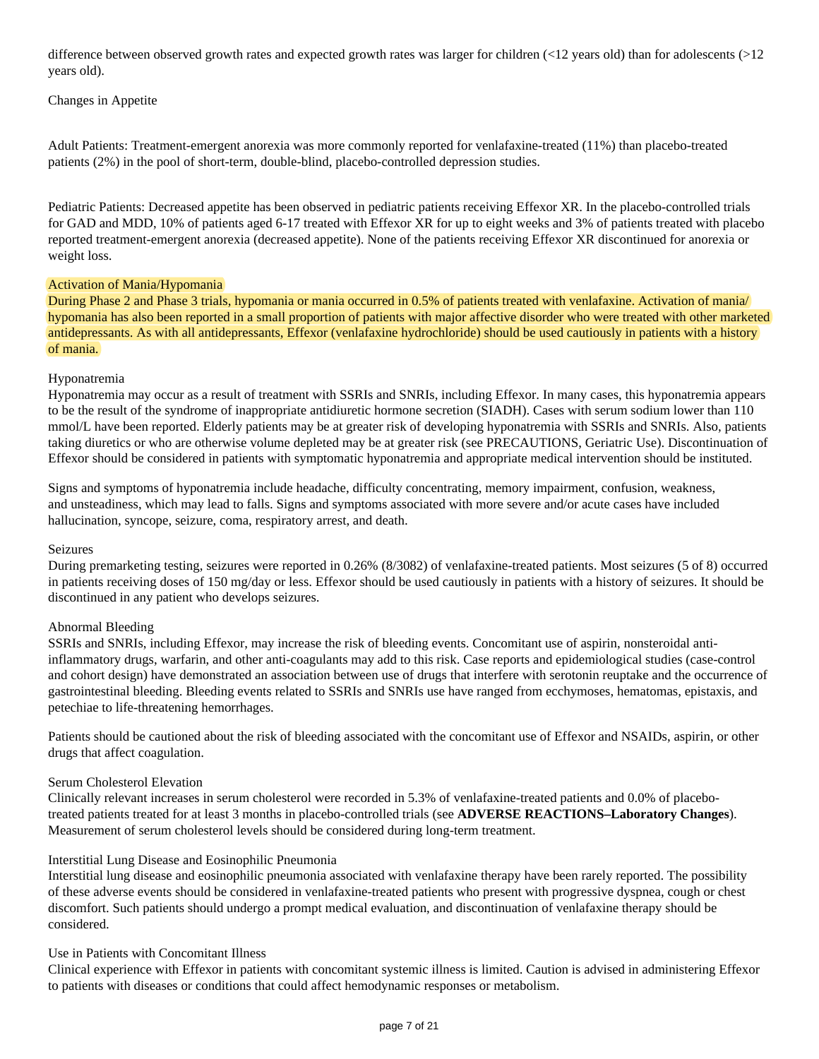difference between observed growth rates and expected growth rates was larger for children (<12 years old) than for adolescents (>12 years old).

Changes in Appetite

Adult Patients: Treatment-emergent anorexia was more commonly reported for venlafaxine-treated (11%) than placebo-treated patients (2%) in the pool of short-term, double-blind, placebo-controlled depression studies.

Pediatric Patients: Decreased appetite has been observed in pediatric patients receiving Effexor XR. In the placebo-controlled trials for GAD and MDD, 10% of patients aged 6-17 treated with Effexor XR for up to eight weeks and 3% of patients treated with placebo reported treatment-emergent anorexia (decreased appetite). None of the patients receiving Effexor XR discontinued for anorexia or weight loss.

Activation of Mania/Hypomania

During Phase 2 and Phase 3 trials, hypomania or mania occurred in 0.5% of patients treated with venlafaxine. Activation of mania/hypomania has also been reported in a small proportion of patients with major affective disorder who were treated with other marketed antidepressants. As with all antidepressants, Effexor (venlafaxine hydrochloride) should be used cautiously in patients with a history of mania.

Hyponatremia

Hyponatremia may occur as a result of treatment with SSRIs and SNRIs, including Effexor. In many cases, this hyponatremia appears to be the result of the syndrome of inappropriate antidiuretic hormone secretion (SIADH). Cases with serum sodium lower than 110 mmol/L have been reported. Elderly patients may be at greater risk of developing hyponatremia with SSRIs and SNRIs. Also, patients taking diuretics or who are otherwise volume depleted may be at greater risk (see PRECAUTIONS, Geriatric Use). Discontinuation of Effexor should be considered in patients with symptomatic hyponatremia and appropriate medical intervention should be instituted.

Signs and symptoms of hyponatremia include headache, difficulty concentrating, memory impairment, confusion, weakness, and unsteadiness, which may lead to falls. Signs and symptoms associated with more severe and/or acute cases have included hallucination, syncope, seizure, coma, respiratory arrest, and death.

Seizures

During premarketing testing, seizures were reported in 0.26% (8/3082) of venlafaxine-treated patients. Most seizures (5 of 8) occurred in patients receiving doses of 150 mg/day or less. Effexor should be used cautiously in patients with a history of seizures. It should be discontinued in any patient who develops seizures.

Abnormal Bleeding

SSRIs and SNRIs, including Effexor, may increase the risk of bleeding events. Concomitant use of aspirin, nonsteroidal anti-inflammatory drugs, warfarin, and other anti-coagulants may add to this risk. Case reports and epidemiological studies (case-control and cohort design) have demonstrated an association between use of drugs that interfere with serotonin reuptake and the occurrence of gastrointestinal bleeding. Bleeding events related to SSRIs and SNRIs use have ranged from ecchymoses, hematomas, epistaxis, and petechiae to life-threatening hemorrhages.

Patients should be cautioned about the risk of bleeding associated with the concomitant use of Effexor and NSAIDs, aspirin, or other drugs that affect coagulation.

Serum Cholesterol Elevation

Clinically relevant increases in serum cholesterol were recorded in 5.3% of venlafaxine-treated patients and 0.0% of placebo-treated patients treated for at least 3 months in placebo-controlled trials (see **ADVERSE REACTIONS–Laboratory Changes**). Measurement of serum cholesterol levels should be considered during long-term treatment.

Interstitial Lung Disease and Eosinophilic Pneumonia

Interstitial lung disease and eosinophilic pneumonia associated with venlafaxine therapy have been rarely reported. The possibility of these adverse events should be considered in venlafaxine-treated patients who present with progressive dyspnea, cough or chest discomfort. Such patients should undergo a prompt medical evaluation, and discontinuation of venlafaxine therapy should be considered.

Use in Patients with Concomitant Illness

Clinical experience with Effexor in patients with concomitant systemic illness is limited. Caution is advised in administering Effexor to patients with diseases or conditions that could affect hemodynamic responses or metabolism.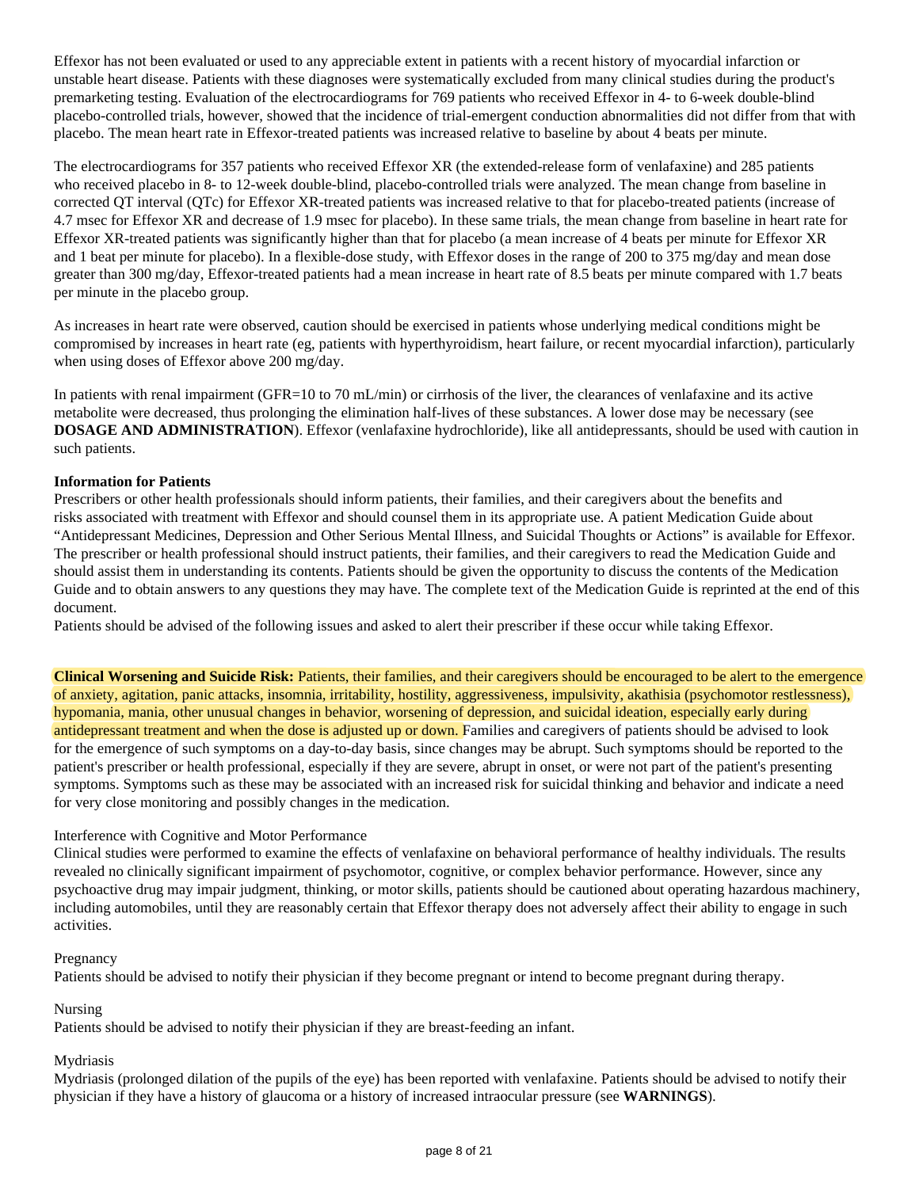Effexor has not been evaluated or used to any appreciable extent in patients with a recent history of myocardial infarction or unstable heart disease. Patients with these diagnoses were systematically excluded from many clinical studies during the product's premarketing testing. Evaluation of the electrocardiograms for 769 patients who received Effexor in 4- to 6-week double-blind placebo-controlled trials, however, showed that the incidence of trial-emergent conduction abnormalities did not differ from that with placebo. The mean heart rate in Effexor-treated patients was increased relative to baseline by about 4 beats per minute.

The electrocardiograms for 357 patients who received Effexor XR (the extended-release form of venlafaxine) and 285 patients who received placebo in 8- to 12-week double-blind, placebo-controlled trials were analyzed. The mean change from baseline in corrected QT interval (QTc) for Effexor XR-treated patients was increased relative to that for placebo-treated patients (increase of 4.7 msec for Effexor XR and decrease of 1.9 msec for placebo). In these same trials, the mean change from baseline in heart rate for Effexor XR-treated patients was significantly higher than that for placebo (a mean increase of 4 beats per minute for Effexor XR and 1 beat per minute for placebo). In a flexible-dose study, with Effexor doses in the range of 200 to 375 mg/day and mean dose greater than 300 mg/day, Effexor-treated patients had a mean increase in heart rate of 8.5 beats per minute compared with 1.7 beats per minute in the placebo group.

As increases in heart rate were observed, caution should be exercised in patients whose underlying medical conditions might be compromised by increases in heart rate (eg, patients with hyperthyroidism, heart failure, or recent myocardial infarction), particularly when using doses of Effexor above 200 mg/day.

In patients with renal impairment (GFR=10 to 70 mL/min) or cirrhosis of the liver, the clearances of venlafaxine and its active metabolite were decreased, thus prolonging the elimination half-lives of these substances. A lower dose may be necessary (see **DOSAGE AND ADMINISTRATION**). Effexor (venlafaxine hydrochloride), like all antidepressants, should be used with caution in such patients.

**Information for Patients**

Prescribers or other health professionals should inform patients, their families, and their caregivers about the benefits and risks associated with treatment with Effexor and should counsel them in its appropriate use. A patient Medication Guide about "Antidepressant Medicines, Depression and Other Serious Mental Illness, and Suicidal Thoughts or Actions" is available for Effexor. The prescriber or health professional should instruct patients, their families, and their caregivers to read the Medication Guide and should assist them in understanding its contents. Patients should be given the opportunity to discuss the contents of the Medication Guide and to obtain answers to any questions they may have. The complete text of the Medication Guide is reprinted at the end of this document.

Patients should be advised of the following issues and asked to alert their prescriber if these occur while taking Effexor.

**Clinical Worsening and Suicide Risk:** Patients, their families, and their caregivers should be encouraged to be alert to the emergence of anxiety, agitation, panic attacks, insomnia, irritability, hostility, aggressiveness, impulsivity, akathisia (psychomotor restlessness), hypomania, mania, other unusual changes in behavior, worsening of depression, and suicidal ideation, especially early during antidepressant treatment and when the dose is adjusted up or down. Families and caregivers of patients should be advised to look for the emergence of such symptoms on a day-to-day basis, since changes may be abrupt. Such symptoms should be reported to the patient's prescriber or health professional, especially if they are severe, abrupt in onset, or were not part of the patient's presenting symptoms. Symptoms such as these may be associated with an increased risk for suicidal thinking and behavior and indicate a need for very close monitoring and possibly changes in the medication.

Interference with Cognitive and Motor Performance

Clinical studies were performed to examine the effects of venlafaxine on behavioral performance of healthy individuals. The results revealed no clinically significant impairment of psychomotor, cognitive, or complex behavior performance. However, since any psychoactive drug may impair judgment, thinking, or motor skills, patients should be cautioned about operating hazardous machinery, including automobiles, until they are reasonably certain that Effexor therapy does not adversely affect their ability to engage in such activities.

Pregnancy

Patients should be advised to notify their physician if they become pregnant or intend to become pregnant during therapy.

Nursing

Patients should be advised to notify their physician if they are breast-feeding an infant.

Mydriasis

Mydriasis (prolonged dilation of the pupils of the eye) has been reported with venlafaxine. Patients should be advised to notify their physician if they have a history of glaucoma or a history of increased intraocular pressure (see **WARNINGS**).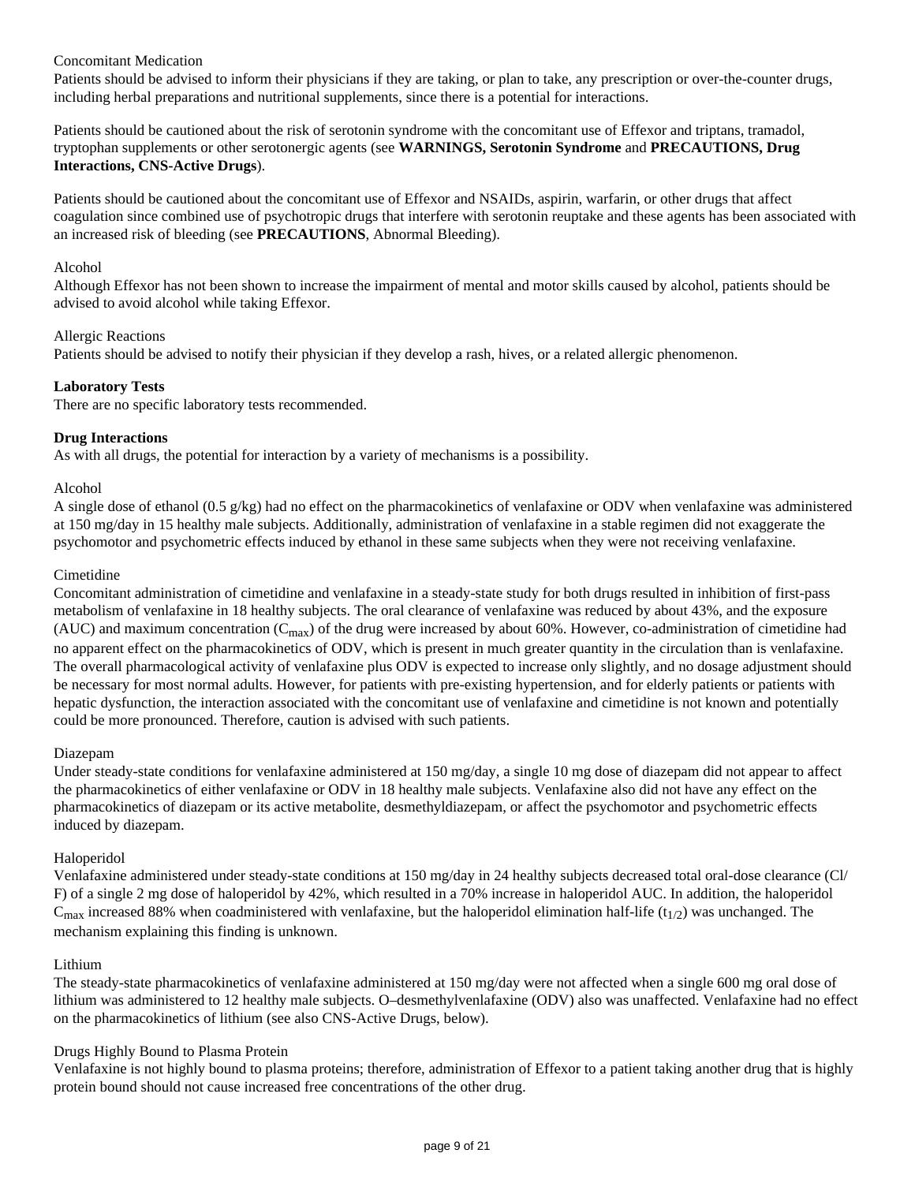Concomitant Medication

Patients should be advised to inform their physicians if they are taking, or plan to take, any prescription or over-the-counter drugs, including herbal preparations and nutritional supplements, since there is a potential for interactions.

Patients should be cautioned about the risk of serotonin syndrome with the concomitant use of Effexor and triptans, tramadol, tryptophan supplements or other serotonergic agents (see **WARNINGS, Serotonin Syndrome** and **PRECAUTIONS, Drug Interactions, CNS-Active Drugs**).

Patients should be cautioned about the concomitant use of Effexor and NSAIDs, aspirin, warfarin, or other drugs that affect coagulation since combined use of psychotropic drugs that interfere with serotonin reuptake and these agents has been associated with an increased risk of bleeding (see **PRECAUTIONS**, Abnormal Bleeding).

Alcohol

Although Effexor has not been shown to increase the impairment of mental and motor skills caused by alcohol, patients should be advised to avoid alcohol while taking Effexor.

Allergic Reactions

Patients should be advised to notify their physician if they develop a rash, hives, or a related allergic phenomenon.

**Laboratory Tests**

There are no specific laboratory tests recommended.

**Drug Interactions**

As with all drugs, the potential for interaction by a variety of mechanisms is a possibility.

Alcohol

A single dose of ethanol (0.5 g/kg) had no effect on the pharmacokinetics of venlafaxine or ODV when venlafaxine was administered at 150 mg/day in 15 healthy male subjects. Additionally, administration of venlafaxine in a stable regimen did not exaggerate the psychomotor and psychometric effects induced by ethanol in these same subjects when they were not receiving venlafaxine.

Cimetidine

Concomitant administration of cimetidine and venlafaxine in a steady-state study for both drugs resulted in inhibition of first-pass metabolism of venlafaxine in 18 healthy subjects. The oral clearance of venlafaxine was reduced by about 43%, and the exposure (AUC) and maximum concentration ($C_{max}$) of the drug were increased by about 60%. However, co-administration of cimetidine had no apparent effect on the pharmacokinetics of ODV, which is present in much greater quantity in the circulation than is venlafaxine. The overall pharmacological activity of venlafaxine plus ODV is expected to increase only slightly, and no dosage adjustment should be necessary for most normal adults. However, for patients with pre-existing hypertension, and for elderly patients or patients with hepatic dysfunction, the interaction associated with the concomitant use of venlafaxine and cimetidine is not known and potentially could be more pronounced. Therefore, caution is advised with such patients.

Diazepam

Under steady-state conditions for venlafaxine administered at 150 mg/day, a single 10 mg dose of diazepam did not appear to affect the pharmacokinetics of either venlafaxine or ODV in 18 healthy male subjects. Venlafaxine also did not have any effect on the pharmacokinetics of diazepam or its active metabolite, desmethyldiazepam, or affect the psychomotor and psychometric effects induced by diazepam.

Haloperidol

Venlafaxine administered under steady-state conditions at 150 mg/day in 24 healthy subjects decreased total oral-dose clearance (Cl/F) of a single 2 mg dose of haloperidol by 42%, which resulted in a 70% increase in haloperidol AUC. In addition, the haloperidol $C_{max}$ increased 88% when coadministered with venlafaxine, but the haloperidol elimination half-life ($t_{1/2}$) was unchanged. The mechanism explaining this finding is unknown.

Lithium

The steady-state pharmacokinetics of venlafaxine administered at 150 mg/day were not affected when a single 600 mg oral dose of lithium was administered to 12 healthy male subjects. O–desmethylvenlafaxine (ODV) also was unaffected. Venlafaxine had no effect on the pharmacokinetics of lithium (see also CNS-Active Drugs, below).

Drugs Highly Bound to Plasma Protein

Venlafaxine is not highly bound to plasma proteins; therefore, administration of Effexor to a patient taking another drug that is highly protein bound should not cause increased free concentrations of the other drug.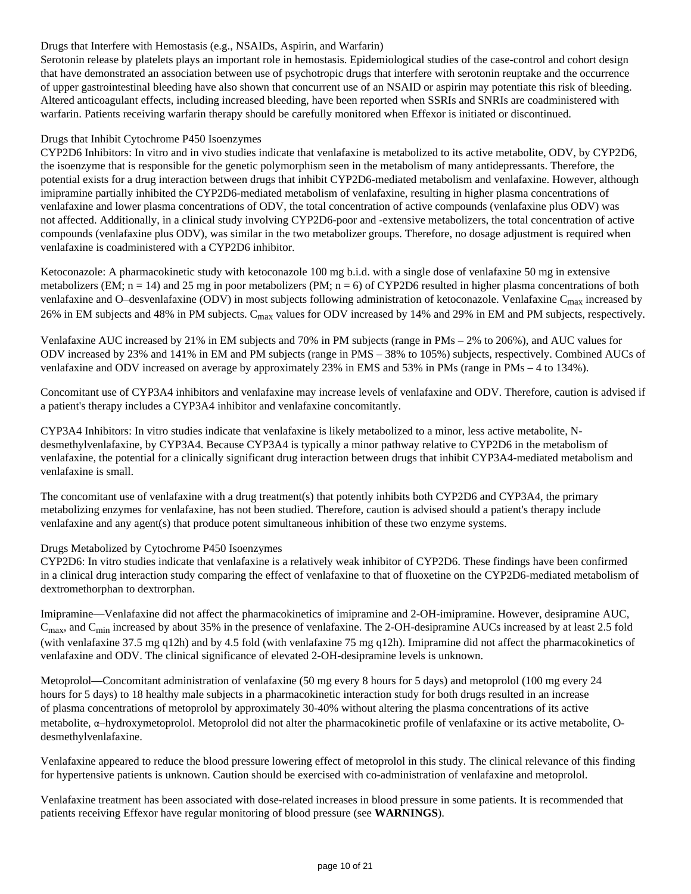Drugs that Interfere with Hemostasis (e.g., NSAIDs, Aspirin, and Warfarin)
Serotonin release by platelets plays an important role in hemostasis. Epidemiological studies of the case-control and cohort design that have demonstrated an association between use of psychotropic drugs that interfere with serotonin reuptake and the occurrence of upper gastrointestinal bleeding have also shown that concurrent use of an NSAID or aspirin may potentiate this risk of bleeding. Altered anticoagulant effects, including increased bleeding, have been reported when SSRIs and SNRIs are coadministered with warfarin. Patients receiving warfarin therapy should be carefully monitored when Effexor is initiated or discontinued.

Drugs that Inhibit Cytochrome P450 Isoenzymes
CYP2D6 Inhibitors: In vitro and in vivo studies indicate that venlafaxine is metabolized to its active metabolite, ODV, by CYP2D6, the isoenzyme that is responsible for the genetic polymorphism seen in the metabolism of many antidepressants. Therefore, the potential exists for a drug interaction between drugs that inhibit CYP2D6-mediated metabolism and venlafaxine. However, although imipramine partially inhibited the CYP2D6-mediated metabolism of venlafaxine, resulting in higher plasma concentrations of venlafaxine and lower plasma concentrations of ODV, the total concentration of active compounds (venlafaxine plus ODV) was not affected. Additionally, in a clinical study involving CYP2D6-poor and -extensive metabolizers, the total concentration of active compounds (venlafaxine plus ODV), was similar in the two metabolizer groups. Therefore, no dosage adjustment is required when venlafaxine is coadministered with a CYP2D6 inhibitor.

Ketoconazole: A pharmacokinetic study with ketoconazole 100 mg b.i.d. with a single dose of venlafaxine 50 mg in extensive metabolizers (EM; n = 14) and 25 mg in poor metabolizers (PM; n = 6) of CYP2D6 resulted in higher plasma concentrations of both venlafaxine and O–desvenlafaxine (ODV) in most subjects following administration of ketoconazole. Venlafaxine $C_{max}$ increased by 26% in EM subjects and 48% in PM subjects. $C_{max}$ values for ODV increased by 14% and 29% in EM and PM subjects, respectively.

Venlafaxine AUC increased by 21% in EM subjects and 70% in PM subjects (range in PMs – 2% to 206%), and AUC values for ODV increased by 23% and 141% in EM and PM subjects (range in PMS – 38% to 105%) subjects, respectively. Combined AUCs of venlafaxine and ODV increased on average by approximately 23% in EMS and 53% in PMs (range in PMs – 4 to 134%).

Concomitant use of CYP3A4 inhibitors and venlafaxine may increase levels of venlafaxine and ODV. Therefore, caution is advised if a patient's therapy includes a CYP3A4 inhibitor and venlafaxine concomitantly.

CYP3A4 Inhibitors: In vitro studies indicate that venlafaxine is likely metabolized to a minor, less active metabolite, N-desmethylvenlafaxine, by CYP3A4. Because CYP3A4 is typically a minor pathway relative to CYP2D6 in the metabolism of venlafaxine, the potential for a clinically significant drug interaction between drugs that inhibit CYP3A4-mediated metabolism and venlafaxine is small.

The concomitant use of venlafaxine with a drug treatment(s) that potently inhibits both CYP2D6 and CYP3A4, the primary metabolizing enzymes for venlafaxine, has not been studied. Therefore, caution is advised should a patient's therapy include venlafaxine and any agent(s) that produce potent simultaneous inhibition of these two enzyme systems.

Drugs Metabolized by Cytochrome P450 Isoenzymes
CYP2D6: In vitro studies indicate that venlafaxine is a relatively weak inhibitor of CYP2D6. These findings have been confirmed in a clinical drug interaction study comparing the effect of venlafaxine to that of fluoxetine on the CYP2D6-mediated metabolism of dextromethorphan to dextrorphan.

Imipramine—Venlafaxine did not affect the pharmacokinetics of imipramine and 2-OH-imipramine. However, desipramine AUC, $C_{max}$, and $C_{min}$ increased by about 35% in the presence of venlafaxine. The 2-OH-desipramine AUCs increased by at least 2.5 fold (with venlafaxine 37.5 mg q12h) and by 4.5 fold (with venlafaxine 75 mg q12h). Imipramine did not affect the pharmacokinetics of venlafaxine and ODV. The clinical significance of elevated 2-OH-desipramine levels is unknown.

Metoprolol—Concomitant administration of venlafaxine (50 mg every 8 hours for 5 days) and metoprolol (100 mg every 24 hours for 5 days) to 18 healthy male subjects in a pharmacokinetic interaction study for both drugs resulted in an increase of plasma concentrations of metoprolol by approximately 30-40% without altering the plasma concentrations of its active metabolite, α–hydroxymetoprolol. Metoprolol did not alter the pharmacokinetic profile of venlafaxine or its active metabolite, O-desmethylvenlafaxine.

Venlafaxine appeared to reduce the blood pressure lowering effect of metoprolol in this study. The clinical relevance of this finding for hypertensive patients is unknown. Caution should be exercised with co-administration of venlafaxine and metoprolol.

Venlafaxine treatment has been associated with dose-related increases in blood pressure in some patients. It is recommended that patients receiving Effexor have regular monitoring of blood pressure (see **WARNINGS**).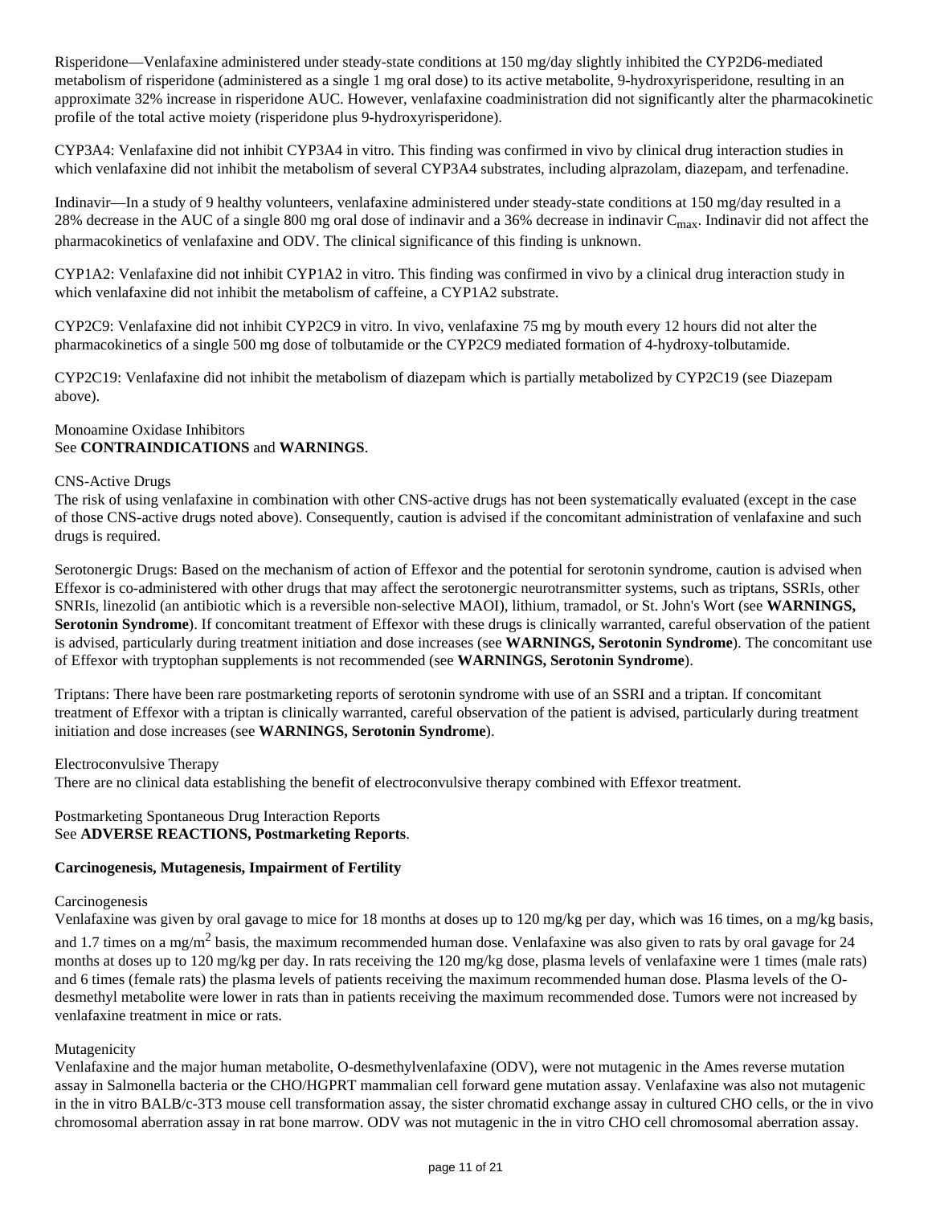Risperidone—Venlafaxine administered under steady-state conditions at 150 mg/day slightly inhibited the CYP2D6-mediated metabolism of risperidone (administered as a single 1 mg oral dose) to its active metabolite, 9-hydroxyrisperidone, resulting in an approximate 32% increase in risperidone AUC. However, venlafaxine coadministration did not significantly alter the pharmacokinetic profile of the total active moiety (risperidone plus 9-hydroxyrisperidone).

CYP3A4: Venlafaxine did not inhibit CYP3A4 in vitro. This finding was confirmed in vivo by clinical drug interaction studies in which venlafaxine did not inhibit the metabolism of several CYP3A4 substrates, including alprazolam, diazepam, and terfenadine.

Indinavir—In a study of 9 healthy volunteers, venlafaxine administered under steady-state conditions at 150 mg/day resulted in a 28% decrease in the AUC of a single 800 mg oral dose of indinavir and a 36% decrease in indinavir $C_{max}$. Indinavir did not affect the pharmacokinetics of venlafaxine and ODV. The clinical significance of this finding is unknown.

CYP1A2: Venlafaxine did not inhibit CYP1A2 in vitro. This finding was confirmed in vivo by a clinical drug interaction study in which venlafaxine did not inhibit the metabolism of caffeine, a CYP1A2 substrate.

CYP2C9: Venlafaxine did not inhibit CYP2C9 in vitro. In vivo, venlafaxine 75 mg by mouth every 12 hours did not alter the pharmacokinetics of a single 500 mg dose of tolbutamide or the CYP2C9 mediated formation of 4-hydroxy-tolbutamide.

CYP2C19: Venlafaxine did not inhibit the metabolism of diazepam which is partially metabolized by CYP2C19 (see Diazepam above).

Monoamine Oxidase Inhibitors
See **CONTRAINDICATIONS** and **WARNINGS**.

CNS-Active Drugs
The risk of using venlafaxine in combination with other CNS-active drugs has not been systematically evaluated (except in the case of those CNS-active drugs noted above). Consequently, caution is advised if the concomitant administration of venlafaxine and such drugs is required.

Serotonergic Drugs: Based on the mechanism of action of Effexor and the potential for serotonin syndrome, caution is advised when Effexor is co-administered with other drugs that may affect the serotonergic neurotransmitter systems, such as triptans, SSRIs, other SNRIs, linezolid (an antibiotic which is a reversible non-selective MAOI), lithium, tramadol, or St. John's Wort (see **WARNINGS, Serotonin Syndrome**). If concomitant treatment of Effexor with these drugs is clinically warranted, careful observation of the patient is advised, particularly during treatment initiation and dose increases (see **WARNINGS, Serotonin Syndrome**). The concomitant use of Effexor with tryptophan supplements is not recommended (see **WARNINGS, Serotonin Syndrome**).

Triptans: There have been rare postmarketing reports of serotonin syndrome with use of an SSRI and a triptan. If concomitant treatment of Effexor with a triptan is clinically warranted, careful observation of the patient is advised, particularly during treatment initiation and dose increases (see **WARNINGS, Serotonin Syndrome**).

Electroconvulsive Therapy
There are no clinical data establishing the benefit of electroconvulsive therapy combined with Effexor treatment.

Postmarketing Spontaneous Drug Interaction Reports
See **ADVERSE REACTIONS, Postmarketing Reports**.

**Carcinogenesis, Mutagenesis, Impairment of Fertility**

Carcinogenesis
Venlafaxine was given by oral gavage to mice for 18 months at doses up to 120 mg/kg per day, which was 16 times, on a mg/kg basis, and 1.7 times on a mg/m$^2$ basis, the maximum recommended human dose. Venlafaxine was also given to rats by oral gavage for 24 months at doses up to 120 mg/kg per day. In rats receiving the 120 mg/kg dose, plasma levels of venlafaxine were 1 times (male rats) and 6 times (female rats) the plasma levels of patients receiving the maximum recommended human dose. Plasma levels of the O-desmethyl metabolite were lower in rats than in patients receiving the maximum recommended dose. Tumors were not increased by venlafaxine treatment in mice or rats.

Mutagenicity
Venlafaxine and the major human metabolite, O-desmethylvenlafaxine (ODV), were not mutagenic in the Ames reverse mutation assay in Salmonella bacteria or the CHO/HGPRT mammalian cell forward gene mutation assay. Venlafaxine was also not mutagenic in the in vitro BALB/c-3T3 mouse cell transformation assay, the sister chromatid exchange assay in cultured CHO cells, or the in vivo chromosomal aberration assay in rat bone marrow. ODV was not mutagenic in the in vitro CHO cell chromosomal aberration assay.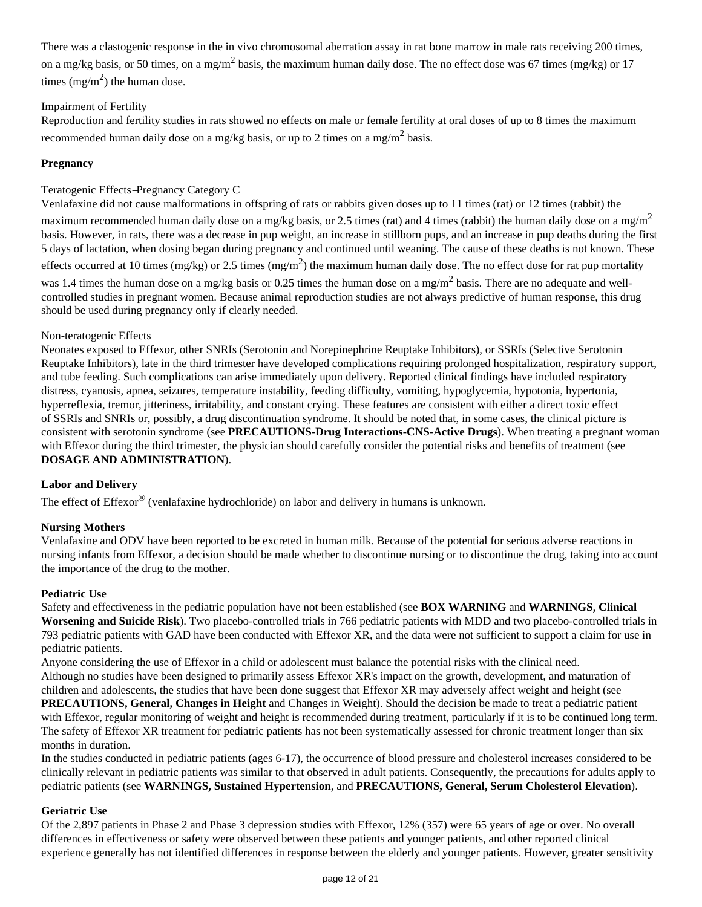There was a clastogenic response in the in vivo chromosomal aberration assay in rat bone marrow in male rats receiving 200 times, on a mg/kg basis, or 50 times, on a $mg/m^2$ basis, the maximum human daily dose. The no effect dose was 67 times (mg/kg) or 17 times ($mg/m^2$) the human dose.

Impairment of Fertility

Reproduction and fertility studies in rats showed no effects on male or female fertility at oral doses of up to 8 times the maximum recommended human daily dose on a mg/kg basis, or up to 2 times on a $mg/m^2$ basis.

**Pregnancy**

Teratogenic Effects–Pregnancy Category C

Venlafaxine did not cause malformations in offspring of rats or rabbits given doses up to 11 times (rat) or 12 times (rabbit) the maximum recommended human daily dose on a mg/kg basis, or 2.5 times (rat) and 4 times (rabbit) the human daily dose on a $mg/m^2$ basis. However, in rats, there was a decrease in pup weight, an increase in stillborn pups, and an increase in pup deaths during the first 5 days of lactation, when dosing began during pregnancy and continued until weaning. The cause of these deaths is not known. These effects occurred at 10 times (mg/kg) or 2.5 times ($mg/m^2$) the maximum human daily dose. The no effect dose for rat pup mortality was 1.4 times the human dose on a mg/kg basis or 0.25 times the human dose on a $mg/m^2$ basis. There are no adequate and well-controlled studies in pregnant women. Because animal reproduction studies are not always predictive of human response, this drug should be used during pregnancy only if clearly needed.

Non-teratogenic Effects

Neonates exposed to Effexor, other SNRIs (Serotonin and Norepinephrine Reuptake Inhibitors), or SSRIs (Selective Serotonin Reuptake Inhibitors), late in the third trimester have developed complications requiring prolonged hospitalization, respiratory support, and tube feeding. Such complications can arise immediately upon delivery. Reported clinical findings have included respiratory distress, cyanosis, apnea, seizures, temperature instability, feeding difficulty, vomiting, hypoglycemia, hypotonia, hypertonia, hyperreflexia, tremor, jitteriness, irritability, and constant crying. These features are consistent with either a direct toxic effect of SSRIs and SNRIs or, possibly, a drug discontinuation syndrome. It should be noted that, in some cases, the clinical picture is consistent with serotonin syndrome (see **PRECAUTIONS-Drug Interactions-CNS-Active Drugs**). When treating a pregnant woman with Effexor during the third trimester, the physician should carefully consider the potential risks and benefits of treatment (see **DOSAGE AND ADMINISTRATION**).

**Labor and Delivery**

The effect of Effexor® (venlafaxine hydrochloride) on labor and delivery in humans is unknown.

**Nursing Mothers**

Venlafaxine and ODV have been reported to be excreted in human milk. Because of the potential for serious adverse reactions in nursing infants from Effexor, a decision should be made whether to discontinue nursing or to discontinue the drug, taking into account the importance of the drug to the mother.

**Pediatric Use**

Safety and effectiveness in the pediatric population have not been established (see **BOX WARNING** and **WARNINGS, Clinical Worsening and Suicide Risk**). Two placebo-controlled trials in 766 pediatric patients with MDD and two placebo-controlled trials in 793 pediatric patients with GAD have been conducted with Effexor XR, and the data were not sufficient to support a claim for use in pediatric patients.

Anyone considering the use of Effexor in a child or adolescent must balance the potential risks with the clinical need.

Although no studies have been designed to primarily assess Effexor XR's impact on the growth, development, and maturation of children and adolescents, the studies that have been done suggest that Effexor XR may adversely affect weight and height (see **PRECAUTIONS, General, Changes in Height** and Changes in Weight). Should the decision be made to treat a pediatric patient with Effexor, regular monitoring of weight and height is recommended during treatment, particularly if it is to be continued long term. The safety of Effexor XR treatment for pediatric patients has not been systematically assessed for chronic treatment longer than six months in duration.

In the studies conducted in pediatric patients (ages 6-17), the occurrence of blood pressure and cholesterol increases considered to be clinically relevant in pediatric patients was similar to that observed in adult patients. Consequently, the precautions for adults apply to pediatric patients (see **WARNINGS, Sustained Hypertension**, and **PRECAUTIONS, General, Serum Cholesterol Elevation**).

**Geriatric Use**

Of the 2,897 patients in Phase 2 and Phase 3 depression studies with Effexor, 12% (357) were 65 years of age or over. No overall differences in effectiveness or safety were observed between these patients and younger patients, and other reported clinical experience generally has not identified differences in response between the elderly and younger patients. However, greater sensitivity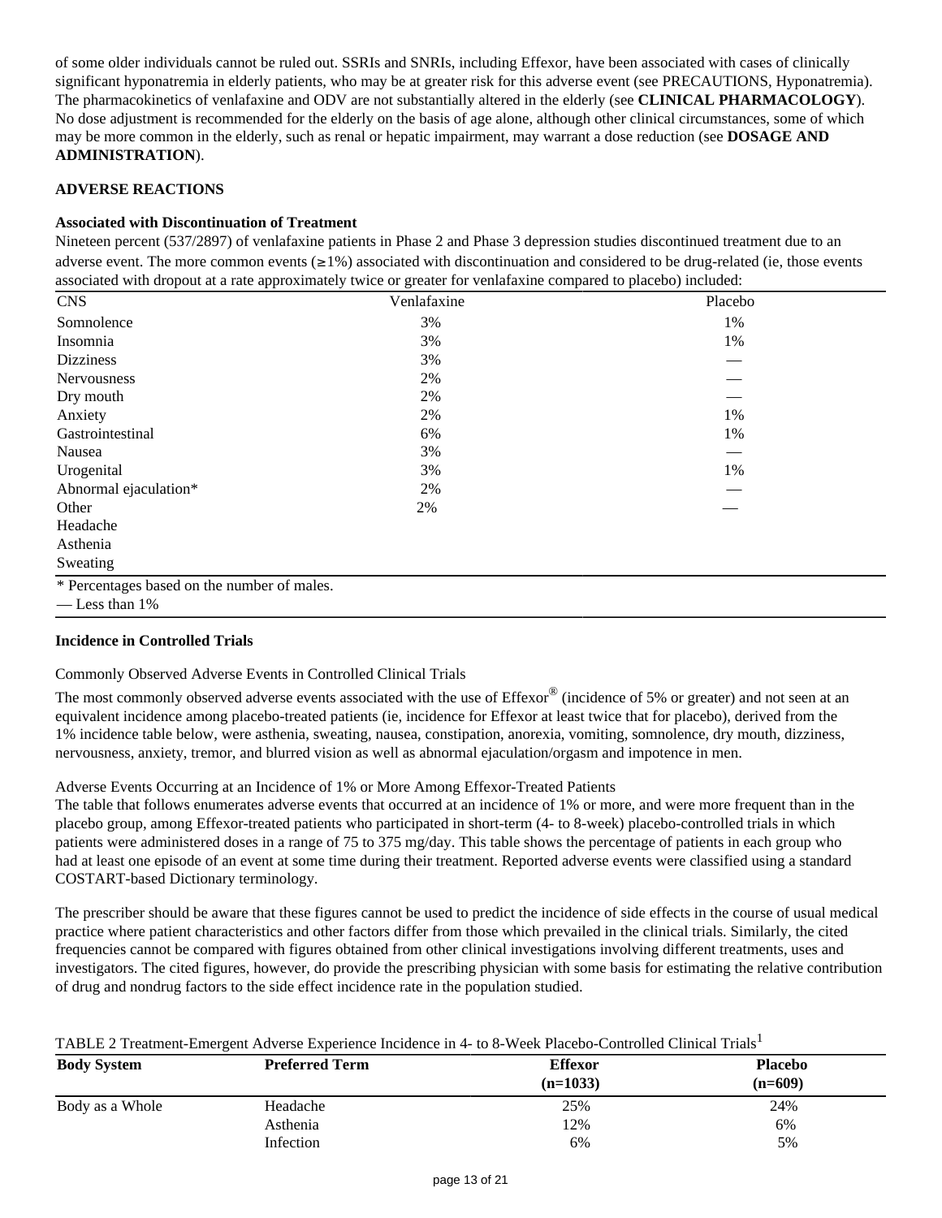of some older individuals cannot be ruled out. SSRIs and SNRIs, including Effexor, have been associated with cases of clinically significant hyponatremia in elderly patients, who may be at greater risk for this adverse event (see PRECAUTIONS, Hyponatremia). The pharmacokinetics of venlafaxine and ODV are not substantially altered in the elderly (see **CLINICAL PHARMACOLOGY**). No dose adjustment is recommended for the elderly on the basis of age alone, although other clinical circumstances, some of which may be more common in the elderly, such as renal or hepatic impairment, may warrant a dose reduction (see **DOSAGE AND ADMINISTRATION**).

## ADVERSE REACTIONS

### Associated with Discontinuation of Treatment

Nineteen percent (537/2897) of venlafaxine patients in Phase 2 and Phase 3 depression studies discontinued treatment due to an adverse event. The more common events (≥1%) associated with discontinuation and considered to be drug-related (ie, those events associated with dropout at a rate approximately twice or greater for venlafaxine compared to placebo) included:

| CNS | Venlafaxine | Placebo |
|---|---|---|
| Somnolence | 3% | 1% |
| Insomnia | 3% | 1% |
| Dizziness | 3% | — |
| Nervousness | 2% | — |
| Dry mouth | 2% | — |
| Anxiety | 2% | 1% |
| Gastrointestinal | 6% | 1% |
| Nausea | 3% | — |
| Urogenital | 3% | 1% |
| Abnormal ejaculation* | 2% | — |
| Other | 2% | — |
| Headache | | |
| Asthenia | | |
| Sweating | | |

\* Percentages based on the number of males.
— Less than 1%

### Incidence in Controlled Trials

Commonly Observed Adverse Events in Controlled Clinical Trials

The most commonly observed adverse events associated with the use of Effexor® (incidence of 5% or greater) and not seen at an equivalent incidence among placebo-treated patients (ie, incidence for Effexor at least twice that for placebo), derived from the 1% incidence table below, were asthenia, sweating, nausea, constipation, anorexia, vomiting, somnolence, dry mouth, dizziness, nervousness, anxiety, tremor, and blurred vision as well as abnormal ejaculation/orgasm and impotence in men.

Adverse Events Occurring at an Incidence of 1% or More Among Effexor-Treated Patients

The table that follows enumerates adverse events that occurred at an incidence of 1% or more, and were more frequent than in the placebo group, among Effexor-treated patients who participated in short-term (4- to 8-week) placebo-controlled trials in which patients were administered doses in a range of 75 to 375 mg/day. This table shows the percentage of patients in each group who had at least one episode of an event at some time during their treatment. Reported adverse events were classified using a standard COSTART-based Dictionary terminology.

The prescriber should be aware that these figures cannot be used to predict the incidence of side effects in the course of usual medical practice where patient characteristics and other factors differ from those which prevailed in the clinical trials. Similarly, the cited frequencies cannot be compared with figures obtained from other clinical investigations involving different treatments, uses and investigators. The cited figures, however, do provide the prescribing physician with some basis for estimating the relative contribution of drug and nondrug factors to the side effect incidence rate in the population studied.

TABLE 2 Treatment-Emergent Adverse Experience Incidence in 4- to 8-Week Placebo-Controlled Clinical Trials[1]

| Body System | Preferred Term | Effexor (n=1033) | Placebo (n=609) |
|---|---|---|---|
| Body as a Whole | Headache | 25% | 24% |
| | Asthenia | 12% | 6% |
| | Infection | 6% | 5% |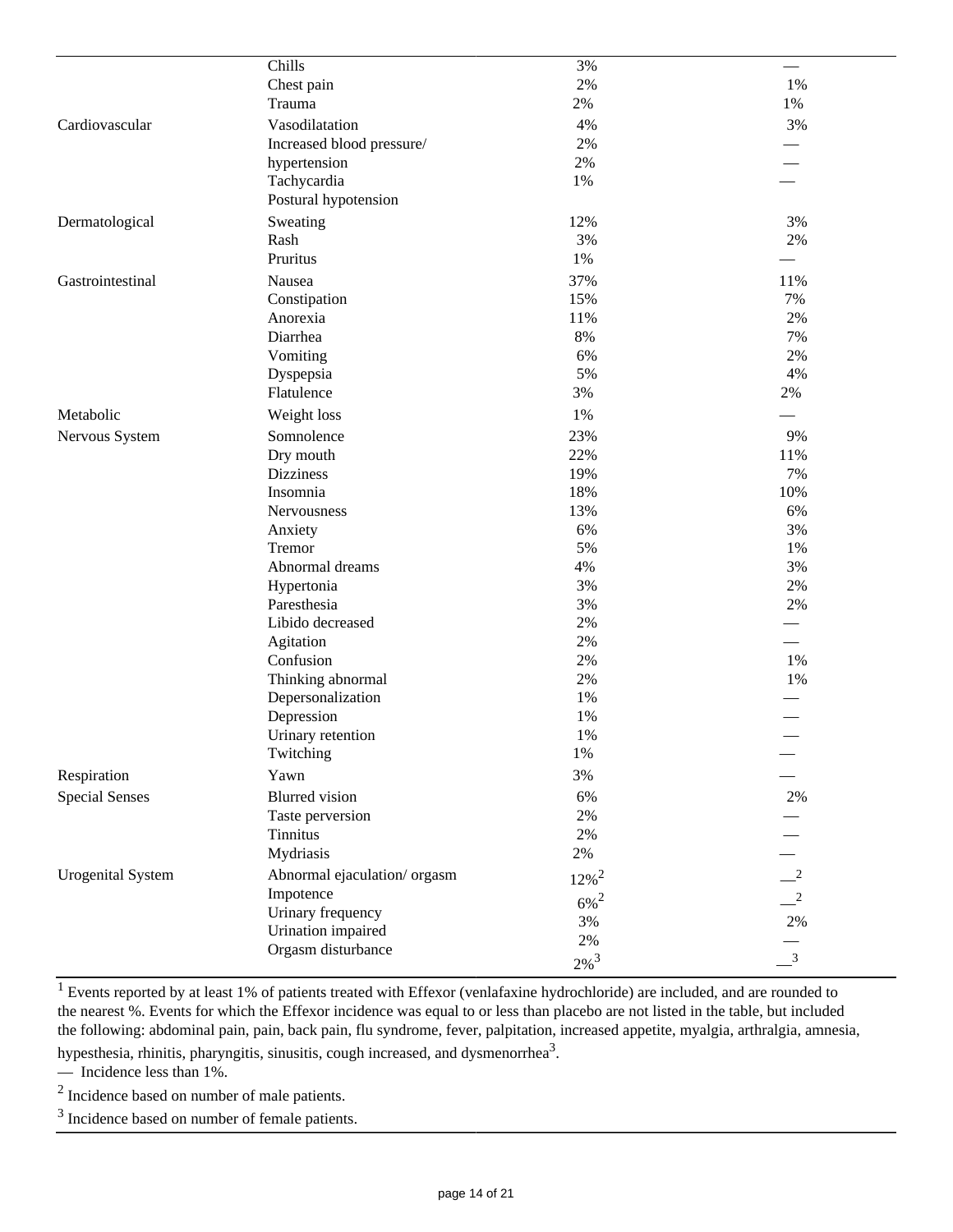| | | | |
|---|---|---|---|
| | Chills | 3% | — |
| | Chest pain | 2% | 1% |
| | Trauma | 2% | 1% |
| Cardiovascular | Vasodilatation | 4% | 3% |
| | Increased blood pressure/ hypertension | 2% | — |
| | Tachycardia | 2% | — |
| | Postural hypotension | 1% | — |
| Dermatological | Sweating | 12% | 3% |
| | Rash | 3% | 2% |
| | Pruritus | 1% | — |
| Gastrointestinal | Nausea | 37% | 11% |
| | Constipation | 15% | 7% |
| | Anorexia | 11% | 2% |
| | Diarrhea | 8% | 7% |
| | Vomiting | 6% | 2% |
| | Dyspepsia | 5% | 4% |
| | Flatulence | 3% | 2% |
| Metabolic | Weight loss | 1% | — |
| Nervous System | Somnolence | 23% | 9% |
| | Dry mouth | 22% | 11% |
| | Dizziness | 19% | 7% |
| | Insomnia | 18% | 10% |
| | Nervousness | 13% | 6% |
| | Anxiety | 6% | 3% |
| | Tremor | 5% | 1% |
| | Abnormal dreams | 4% | 3% |
| | Hypertonia | 3% | 2% |
| | Paresthesia | 3% | 2% |
| | Libido decreased | 2% | — |
| | Agitation | 2% | — |
| | Confusion | 2% | 1% |
| | Thinking abnormal | 2% | 1% |
| | Depersonalization | 1% | — |
| | Depression | 1% | — |
| | Urinary retention | 1% | — |
| | Twitching | 1% | — |
| Respiration | Yawn | 3% | — |
| Special Senses | Blurred vision | 6% | 2% |
| | Taste perversion | 2% | — |
| | Tinnitus | 2% | — |
| | Mydriasis | 2% | — |
| Urogenital System | Abnormal ejaculation/ orgasm | 12%[2] | —[2] |
| | Impotence | 6%[2] | —[2] |
| | Urinary frequency | 3% | 2% |
| | Urination impaired | 2% | — |
| | Orgasm disturbance | 2%[3] | —[3] |

[1] Events reported by at least 1% of patients treated with Effexor (venlafaxine hydrochloride) are included, and are rounded to the nearest %. Events for which the Effexor incidence was equal to or less than placebo are not listed in the table, but included the following: abdominal pain, pain, back pain, flu syndrome, fever, palpitation, increased appetite, myalgia, arthralgia, amnesia, hypesthesia, rhinitis, pharyngitis, sinusitis, cough increased, and dysmenorrhea[3].

— Incidence less than 1%.

[2] Incidence based on number of male patients.

[3] Incidence based on number of female patients.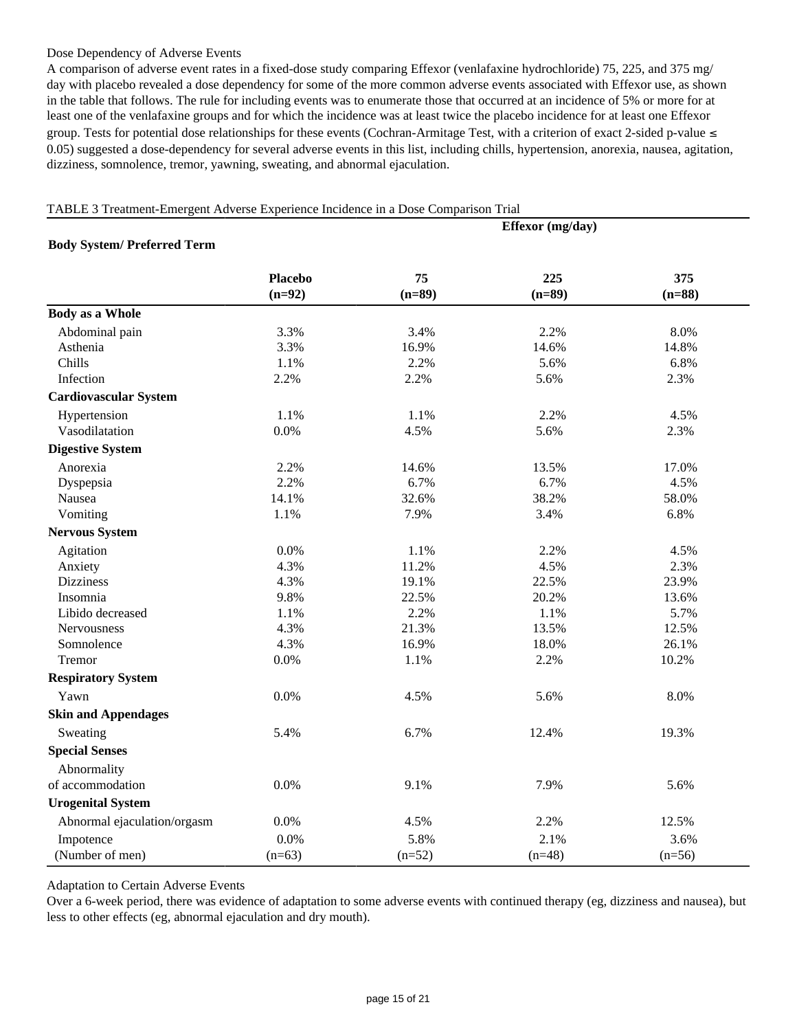Dose Dependency of Adverse Events

A comparison of adverse event rates in a fixed-dose study comparing Effexor (venlafaxine hydrochloride) 75, 225, and 375 mg/ day with placebo revealed a dose dependency for some of the more common adverse events associated with Effexor use, as shown in the table that follows. The rule for including events was to enumerate those that occurred at an incidence of 5% or more for at least one of the venlafaxine groups and for which the incidence was at least twice the placebo incidence for at least one Effexor group. Tests for potential dose relationships for these events (Cochran-Armitage Test, with a criterion of exact 2-sided p-value ≤ 0.05) suggested a dose-dependency for several adverse events in this list, including chills, hypertension, anorexia, nausea, agitation, dizziness, somnolence, tremor, yawning, sweating, and abnormal ejaculation.

TABLE 3 Treatment-Emergent Adverse Experience Incidence in a Dose Comparison Trial

| Body System/ Preferred Term | | Effexor (mg/day) | | |
|---|---|---|---|---|
| | **Placebo (n=92)** | **75 (n=89)** | **225 (n=89)** | **375 (n=88)** |
| **Body as a Whole** | | | | |
| Abdominal pain | 3.3% | 3.4% | 2.2% | 8.0% |
| Asthenia | 3.3% | 16.9% | 14.6% | 14.8% |
| Chills | 1.1% | 2.2% | 5.6% | 6.8% |
| Infection | 2.2% | 2.2% | 5.6% | 2.3% |
| **Cardiovascular System** | | | | |
| Hypertension | 1.1% | 1.1% | 2.2% | 4.5% |
| Vasodilatation | 0.0% | 4.5% | 5.6% | 2.3% |
| **Digestive System** | | | | |
| Anorexia | 2.2% | 14.6% | 13.5% | 17.0% |
| Dyspepsia | 2.2% | 6.7% | 6.7% | 4.5% |
| Nausea | 14.1% | 32.6% | 38.2% | 58.0% |
| Vomiting | 1.1% | 7.9% | 3.4% | 6.8% |
| **Nervous System** | | | | |
| Agitation | 0.0% | 1.1% | 2.2% | 4.5% |
| Anxiety | 4.3% | 11.2% | 4.5% | 2.3% |
| Dizziness | 4.3% | 19.1% | 22.5% | 23.9% |
| Insomnia | 9.8% | 22.5% | 20.2% | 13.6% |
| Libido decreased | 1.1% | 2.2% | 1.1% | 5.7% |
| Nervousness | 4.3% | 21.3% | 13.5% | 12.5% |
| Somnolence | 4.3% | 16.9% | 18.0% | 26.1% |
| Tremor | 0.0% | 1.1% | 2.2% | 10.2% |
| **Respiratory System** | | | | |
| Yawn | 0.0% | 4.5% | 5.6% | 8.0% |
| **Skin and Appendages** | | | | |
| Sweating | 5.4% | 6.7% | 12.4% | 19.3% |
| **Special Senses** | | | | |
| Abnormality of accommodation | 0.0% | 9.1% | 7.9% | 5.6% |
| **Urogenital System** | | | | |
| Abnormal ejaculation/orgasm | 0.0% | 4.5% | 2.2% | 12.5% |
| Impotence | 0.0% | 5.8% | 2.1% | 3.6% |
| (Number of men) | (n=63) | (n=52) | (n=48) | (n=56) |

Adaptation to Certain Adverse Events

Over a 6-week period, there was evidence of adaptation to some adverse events with continued therapy (eg, dizziness and nausea), but less to other effects (eg, abnormal ejaculation and dry mouth).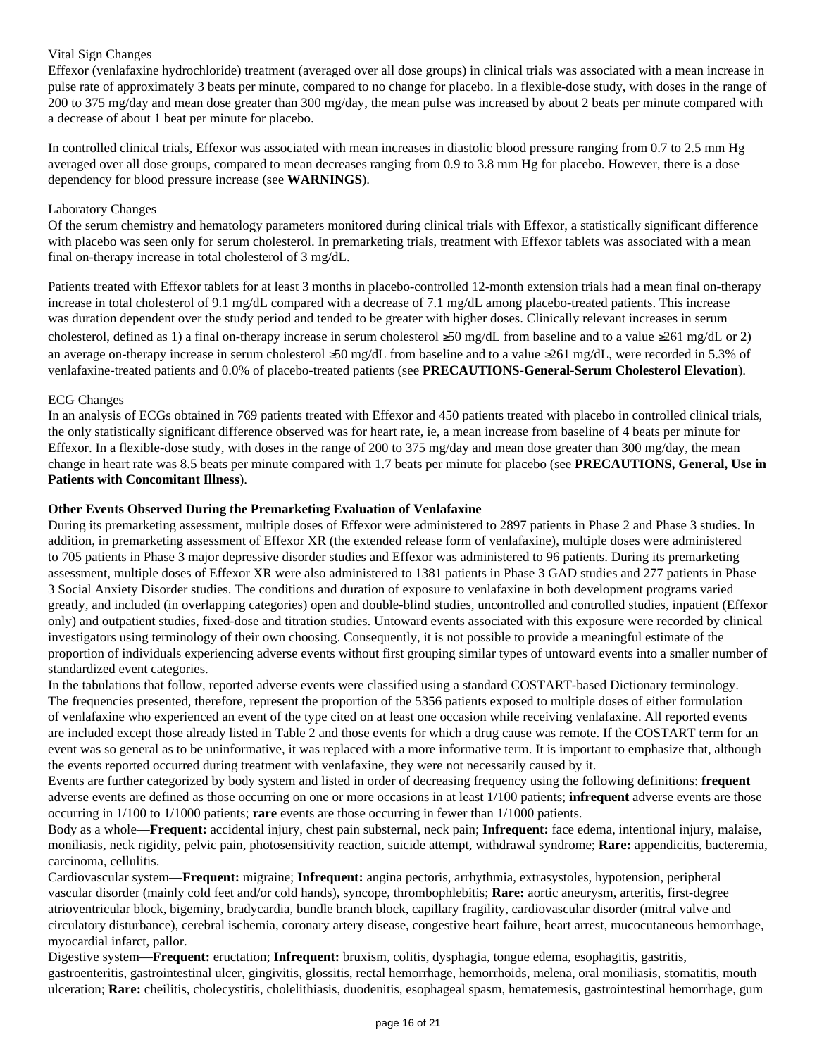Vital Sign Changes

Effexor (venlafaxine hydrochloride) treatment (averaged over all dose groups) in clinical trials was associated with a mean increase in pulse rate of approximately 3 beats per minute, compared to no change for placebo. In a flexible-dose study, with doses in the range of 200 to 375 mg/day and mean dose greater than 300 mg/day, the mean pulse was increased by about 2 beats per minute compared with a decrease of about 1 beat per minute for placebo.

In controlled clinical trials, Effexor was associated with mean increases in diastolic blood pressure ranging from 0.7 to 2.5 mm Hg averaged over all dose groups, compared to mean decreases ranging from 0.9 to 3.8 mm Hg for placebo. However, there is a dose dependency for blood pressure increase (see **WARNINGS**).

Laboratory Changes

Of the serum chemistry and hematology parameters monitored during clinical trials with Effexor, a statistically significant difference with placebo was seen only for serum cholesterol. In premarketing trials, treatment with Effexor tablets was associated with a mean final on-therapy increase in total cholesterol of 3 mg/dL.

Patients treated with Effexor tablets for at least 3 months in placebo-controlled 12-month extension trials had a mean final on-therapy increase in total cholesterol of 9.1 mg/dL compared with a decrease of 7.1 mg/dL among placebo-treated patients. This increase was duration dependent over the study period and tended to be greater with higher doses. Clinically relevant increases in serum cholesterol, defined as 1) a final on-therapy increase in serum cholesterol ≥50 mg/dL from baseline and to a value ≥261 mg/dL or 2) an average on-therapy increase in serum cholesterol ≥50 mg/dL from baseline and to a value ≥261 mg/dL, were recorded in 5.3% of venlafaxine-treated patients and 0.0% of placebo-treated patients (see **PRECAUTIONS-General-Serum Cholesterol Elevation**).

ECG Changes

In an analysis of ECGs obtained in 769 patients treated with Effexor and 450 patients treated with placebo in controlled clinical trials, the only statistically significant difference observed was for heart rate, ie, a mean increase from baseline of 4 beats per minute for Effexor. In a flexible-dose study, with doses in the range of 200 to 375 mg/day and mean dose greater than 300 mg/day, the mean change in heart rate was 8.5 beats per minute compared with 1.7 beats per minute for placebo (see **PRECAUTIONS, General, Use in Patients with Concomitant Illness**).

**Other Events Observed During the Premarketing Evaluation of Venlafaxine**

During its premarketing assessment, multiple doses of Effexor were administered to 2897 patients in Phase 2 and Phase 3 studies. In addition, in premarketing assessment of Effexor XR (the extended release form of venlafaxine), multiple doses were administered to 705 patients in Phase 3 major depressive disorder studies and Effexor was administered to 96 patients. During its premarketing assessment, multiple doses of Effexor XR were also administered to 1381 patients in Phase 3 GAD studies and 277 patients in Phase 3 Social Anxiety Disorder studies. The conditions and duration of exposure to venlafaxine in both development programs varied greatly, and included (in overlapping categories) open and double-blind studies, uncontrolled and controlled studies, inpatient (Effexor only) and outpatient studies, fixed-dose and titration studies. Untoward events associated with this exposure were recorded by clinical investigators using terminology of their own choosing. Consequently, it is not possible to provide a meaningful estimate of the proportion of individuals experiencing adverse events without first grouping similar types of untoward events into a smaller number of standardized event categories.

In the tabulations that follow, reported adverse events were classified using a standard COSTART-based Dictionary terminology. The frequencies presented, therefore, represent the proportion of the 5356 patients exposed to multiple doses of either formulation of venlafaxine who experienced an event of the type cited on at least one occasion while receiving venlafaxine. All reported events are included except those already listed in Table 2 and those events for which a drug cause was remote. If the COSTART term for an event was so general as to be uninformative, it was replaced with a more informative term. It is important to emphasize that, although the events reported occurred during treatment with venlafaxine, they were not necessarily caused by it.

Events are further categorized by body system and listed in order of decreasing frequency using the following definitions: **frequent** adverse events are defined as those occurring on one or more occasions in at least 1/100 patients; **infrequent** adverse events are those occurring in 1/100 to 1/1000 patients; **rare** events are those occurring in fewer than 1/1000 patients.

Body as a whole—**Frequent:** accidental injury, chest pain substernal, neck pain; **Infrequent:** face edema, intentional injury, malaise, moniliasis, neck rigidity, pelvic pain, photosensitivity reaction, suicide attempt, withdrawal syndrome; **Rare:** appendicitis, bacteremia, carcinoma, cellulitis.

Cardiovascular system—**Frequent:** migraine; **Infrequent:** angina pectoris, arrhythmia, extrasystoles, hypotension, peripheral vascular disorder (mainly cold feet and/or cold hands), syncope, thrombophlebitis; **Rare:** aortic aneurysm, arteritis, first-degree atrioventricular block, bigeminy, bradycardia, bundle branch block, capillary fragility, cardiovascular disorder (mitral valve and circulatory disturbance), cerebral ischemia, coronary artery disease, congestive heart failure, heart arrest, mucocutaneous hemorrhage, myocardial infarct, pallor.

Digestive system—**Frequent:** eructation; **Infrequent:** bruxism, colitis, dysphagia, tongue edema, esophagitis, gastritis, gastroenteritis, gastrointestinal ulcer, gingivitis, glossitis, rectal hemorrhage, hemorrhoids, melena, oral moniliasis, stomatitis, mouth ulceration; **Rare:** cheilitis, cholecystitis, cholelithiasis, duodenitis, esophageal spasm, hematemesis, gastrointestinal hemorrhage, gum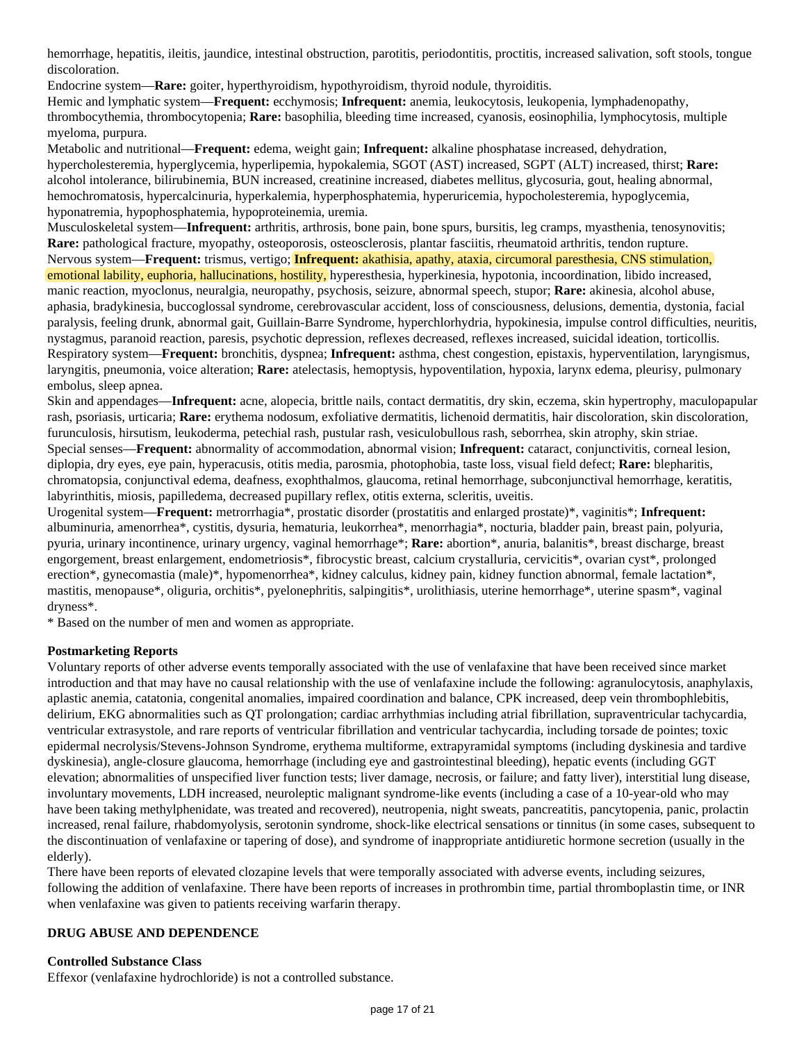hemorrhage, hepatitis, ileitis, jaundice, intestinal obstruction, parotitis, periodontitis, proctitis, increased salivation, soft stools, tongue discoloration.

Endocrine system—**Rare:** goiter, hyperthyroidism, hypothyroidism, thyroid nodule, thyroiditis.

Hemic and lymphatic system—**Frequent:** ecchymosis; **Infrequent:** anemia, leukocytosis, leukopenia, lymphadenopathy, thrombocythemia, thrombocytopenia; **Rare:** basophilia, bleeding time increased, cyanosis, eosinophilia, lymphocytosis, multiple myeloma, purpura.

Metabolic and nutritional—**Frequent:** edema, weight gain; **Infrequent:** alkaline phosphatase increased, dehydration, hypercholesteremia, hyperglycemia, hyperlipemia, hypokalemia, SGOT (AST) increased, SGPT (ALT) increased, thirst; **Rare:** alcohol intolerance, bilirubinemia, BUN increased, creatinine increased, diabetes mellitus, glycosuria, gout, healing abnormal, hemochromatosis, hypercalcinuria, hyperkalemia, hyperphosphatemia, hyperuricemia, hypocholesteremia, hypoglycemia, hyponatremia, hypophosphatemia, hypoproteinemia, uremia.

Musculoskeletal system—**Infrequent:** arthritis, arthrosis, bone pain, bone spurs, bursitis, leg cramps, myasthenia, tenosynovitis; **Rare:** pathological fracture, myopathy, osteoporosis, osteosclerosis, plantar fasciitis, rheumatoid arthritis, tendon rupture.

Nervous system—**Frequent:** trismus, vertigo; **Infrequent:** akathisia, apathy, ataxia, circumoral paresthesia, CNS stimulation, emotional lability, euphoria, hallucinations, hostility, hyperesthesia, hyperkinesia, hypotonia, incoordination, libido increased, manic reaction, myoclonus, neuralgia, neuropathy, psychosis, seizure, abnormal speech, stupor; **Rare:** akinesia, alcohol abuse, aphasia, bradykinesia, buccoglossal syndrome, cerebrovascular accident, loss of consciousness, delusions, dementia, dystonia, facial paralysis, feeling drunk, abnormal gait, Guillain-Barre Syndrome, hyperchlorhydria, hypokinesia, impulse control difficulties, neuritis, nystagmus, paranoid reaction, paresis, psychotic depression, reflexes decreased, reflexes increased, suicidal ideation, torticollis.

Respiratory system—**Frequent:** bronchitis, dyspnea; **Infrequent:** asthma, chest congestion, epistaxis, hyperventilation, laryngismus, laryngitis, pneumonia, voice alteration; **Rare:** atelectasis, hemoptysis, hypoventilation, hypoxia, larynx edema, pleurisy, pulmonary embolus, sleep apnea.

Skin and appendages—**Infrequent:** acne, alopecia, brittle nails, contact dermatitis, dry skin, eczema, skin hypertrophy, maculopapular rash, psoriasis, urticaria; **Rare:** erythema nodosum, exfoliative dermatitis, lichenoid dermatitis, hair discoloration, skin discoloration, furunculosis, hirsutism, leukoderma, petechial rash, pustular rash, vesiculobullous rash, seborrhea, skin atrophy, skin striae.

Special senses—**Frequent:** abnormality of accommodation, abnormal vision; **Infrequent:** cataract, conjunctivitis, corneal lesion, diplopia, dry eyes, eye pain, hyperacusis, otitis media, parosmia, photophobia, taste loss, visual field defect; **Rare:** blepharitis, chromatopsia, conjunctival edema, deafness, exophthalmos, glaucoma, retinal hemorrhage, subconjunctival hemorrhage, keratitis, labyrinthitis, miosis, papilledema, decreased pupillary reflex, otitis externa, scleritis, uveitis.

Urogenital system—**Frequent:** metrorrhagia*, prostatic disorder (prostatitis and enlarged prostate)*, vaginitis*; **Infrequent:** albuminuria, amenorrhea*, cystitis, dysuria, hematuria, leukorrhea*, menorrhagia*, nocturia, bladder pain, breast pain, polyuria, pyuria, urinary incontinence, urinary urgency, vaginal hemorrhage*; **Rare:** abortion*, anuria, balanitis*, breast discharge, breast engorgement, breast enlargement, endometriosis*, fibrocystic breast, calcium crystalluria, cervicitis*, ovarian cyst*, prolonged erection*, gynecomastia (male)*, hypomenorrhea*, kidney calculus, kidney pain, kidney function abnormal, female lactation*, mastitis, menopause*, oliguria, orchitis*, pyelonephritis, salpingitis*, urolithiasis, uterine hemorrhage*, uterine spasm*, vaginal dryness*.

* Based on the number of men and women as appropriate.

### Postmarketing Reports

Voluntary reports of other adverse events temporally associated with the use of venlafaxine that have been received since market introduction and that may have no causal relationship with the use of venlafaxine include the following: agranulocytosis, anaphylaxis, aplastic anemia, catatonia, congenital anomalies, impaired coordination and balance, CPK increased, deep vein thrombophlebitis, delirium, EKG abnormalities such as QT prolongation; cardiac arrhythmias including atrial fibrillation, supraventricular tachycardia, ventricular extrasystole, and rare reports of ventricular fibrillation and ventricular tachycardia, including torsade de pointes; toxic epidermal necrolysis/Stevens-Johnson Syndrome, erythema multiforme, extrapyramidal symptoms (including dyskinesia and tardive dyskinesia), angle-closure glaucoma, hemorrhage (including eye and gastrointestinal bleeding), hepatic events (including GGT elevation; abnormalities of unspecified liver function tests; liver damage, necrosis, or failure; and fatty liver), interstitial lung disease, involuntary movements, LDH increased, neuroleptic malignant syndrome-like events (including a case of a 10-year-old who may have been taking methylphenidate, was treated and recovered), neutropenia, night sweats, pancreatitis, pancytopenia, panic, prolactin increased, renal failure, rhabdomyolysis, serotonin syndrome, shock-like electrical sensations or tinnitus (in some cases, subsequent to the discontinuation of venlafaxine or tapering of dose), and syndrome of inappropriate antidiuretic hormone secretion (usually in the elderly).

There have been reports of elevated clozapine levels that were temporally associated with adverse events, including seizures, following the addition of venlafaxine. There have been reports of increases in prothrombin time, partial thromboplastin time, or INR when venlafaxine was given to patients receiving warfarin therapy.

## DRUG ABUSE AND DEPENDENCE

### Controlled Substance Class

Effexor (venlafaxine hydrochloride) is not a controlled substance.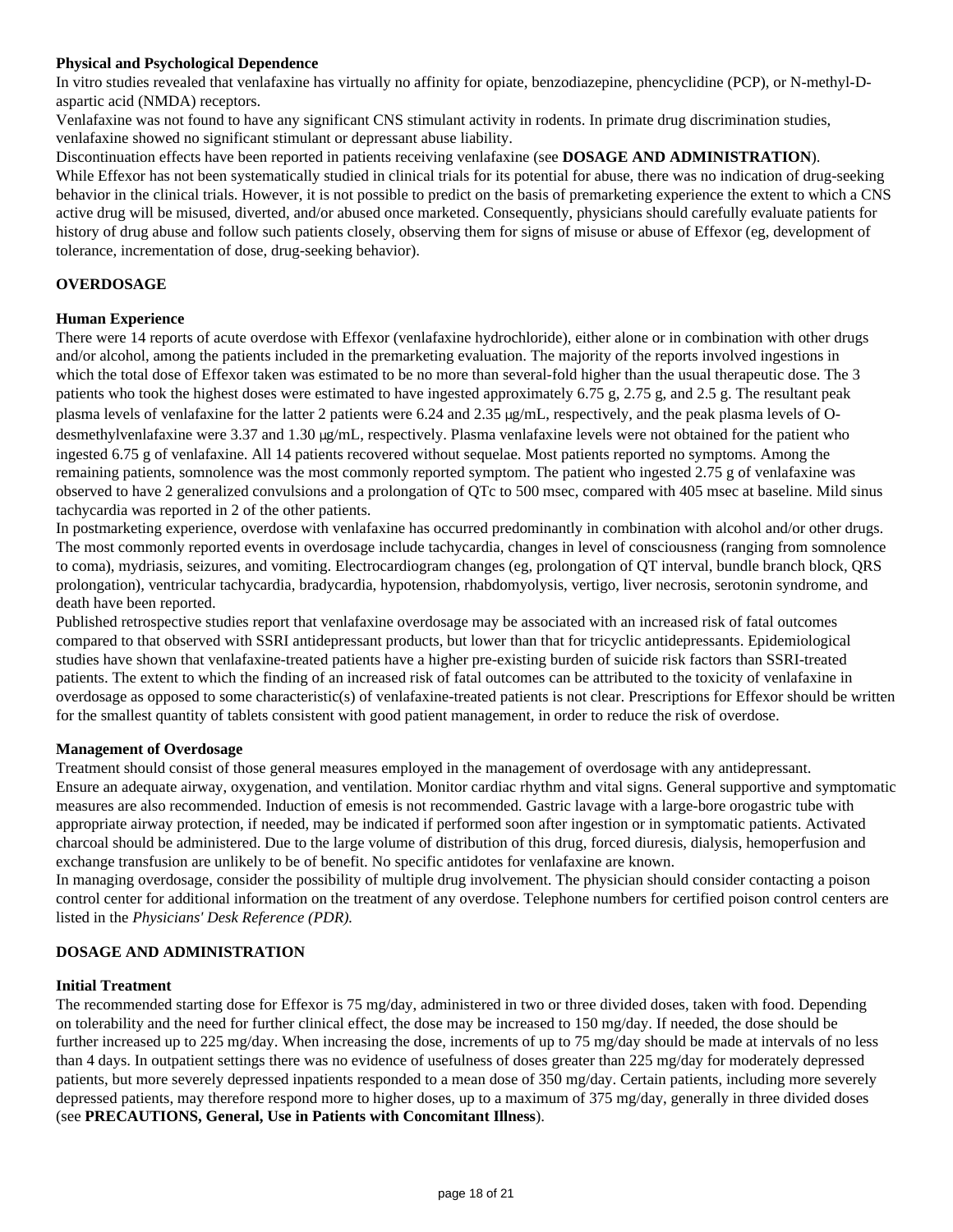**Physical and Psychological Dependence**

In vitro studies revealed that venlafaxine has virtually no affinity for opiate, benzodiazepine, phencyclidine (PCP), or N-methyl-D-aspartic acid (NMDA) receptors.

Venlafaxine was not found to have any significant CNS stimulant activity in rodents. In primate drug discrimination studies, venlafaxine showed no significant stimulant or depressant abuse liability.

Discontinuation effects have been reported in patients receiving venlafaxine (see **DOSAGE AND ADMINISTRATION**).

While Effexor has not been systematically studied in clinical trials for its potential for abuse, there was no indication of drug-seeking behavior in the clinical trials. However, it is not possible to predict on the basis of premarketing experience the extent to which a CNS active drug will be misused, diverted, and/or abused once marketed. Consequently, physicians should carefully evaluate patients for history of drug abuse and follow such patients closely, observing them for signs of misuse or abuse of Effexor (eg, development of tolerance, incrementation of dose, drug-seeking behavior).

## OVERDOSAGE

**Human Experience**

There were 14 reports of acute overdose with Effexor (venlafaxine hydrochloride), either alone or in combination with other drugs and/or alcohol, among the patients included in the premarketing evaluation. The majority of the reports involved ingestions in which the total dose of Effexor taken was estimated to be no more than several-fold higher than the usual therapeutic dose. The 3 patients who took the highest doses were estimated to have ingested approximately 6.75 g, 2.75 g, and 2.5 g. The resultant peak plasma levels of venlafaxine for the latter 2 patients were 6.24 and 2.35 μg/mL, respectively, and the peak plasma levels of O-desmethylvenlafaxine were 3.37 and 1.30 μg/mL, respectively. Plasma venlafaxine levels were not obtained for the patient who ingested 6.75 g of venlafaxine. All 14 patients recovered without sequelae. Most patients reported no symptoms. Among the remaining patients, somnolence was the most commonly reported symptom. The patient who ingested 2.75 g of venlafaxine was observed to have 2 generalized convulsions and a prolongation of QTc to 500 msec, compared with 405 msec at baseline. Mild sinus tachycardia was reported in 2 of the other patients.

In postmarketing experience, overdose with venlafaxine has occurred predominantly in combination with alcohol and/or other drugs. The most commonly reported events in overdosage include tachycardia, changes in level of consciousness (ranging from somnolence to coma), mydriasis, seizures, and vomiting. Electrocardiogram changes (eg, prolongation of QT interval, bundle branch block, QRS prolongation), ventricular tachycardia, bradycardia, hypotension, rhabdomyolysis, vertigo, liver necrosis, serotonin syndrome, and death have been reported.

Published retrospective studies report that venlafaxine overdosage may be associated with an increased risk of fatal outcomes compared to that observed with SSRI antidepressant products, but lower than that for tricyclic antidepressants. Epidemiological studies have shown that venlafaxine-treated patients have a higher pre-existing burden of suicide risk factors than SSRI-treated patients. The extent to which the finding of an increased risk of fatal outcomes can be attributed to the toxicity of venlafaxine in overdosage as opposed to some characteristic(s) of venlafaxine-treated patients is not clear. Prescriptions for Effexor should be written for the smallest quantity of tablets consistent with good patient management, in order to reduce the risk of overdose.

**Management of Overdosage**

Treatment should consist of those general measures employed in the management of overdosage with any antidepressant.

Ensure an adequate airway, oxygenation, and ventilation. Monitor cardiac rhythm and vital signs. General supportive and symptomatic measures are also recommended. Induction of emesis is not recommended. Gastric lavage with a large-bore orogastric tube with appropriate airway protection, if needed, may be indicated if performed soon after ingestion or in symptomatic patients. Activated charcoal should be administered. Due to the large volume of distribution of this drug, forced diuresis, dialysis, hemoperfusion and exchange transfusion are unlikely to be of benefit. No specific antidotes for venlafaxine are known.

In managing overdosage, consider the possibility of multiple drug involvement. The physician should consider contacting a poison control center for additional information on the treatment of any overdose. Telephone numbers for certified poison control centers are listed in the *Physicians' Desk Reference (PDR).*

## DOSAGE AND ADMINISTRATION

**Initial Treatment**

The recommended starting dose for Effexor is 75 mg/day, administered in two or three divided doses, taken with food. Depending on tolerability and the need for further clinical effect, the dose may be increased to 150 mg/day. If needed, the dose should be further increased up to 225 mg/day. When increasing the dose, increments of up to 75 mg/day should be made at intervals of no less than 4 days. In outpatient settings there was no evidence of usefulness of doses greater than 225 mg/day for moderately depressed patients, but more severely depressed inpatients responded to a mean dose of 350 mg/day. Certain patients, including more severely depressed patients, may therefore respond more to higher doses, up to a maximum of 375 mg/day, generally in three divided doses (see **PRECAUTIONS, General, Use in Patients with Concomitant Illness**).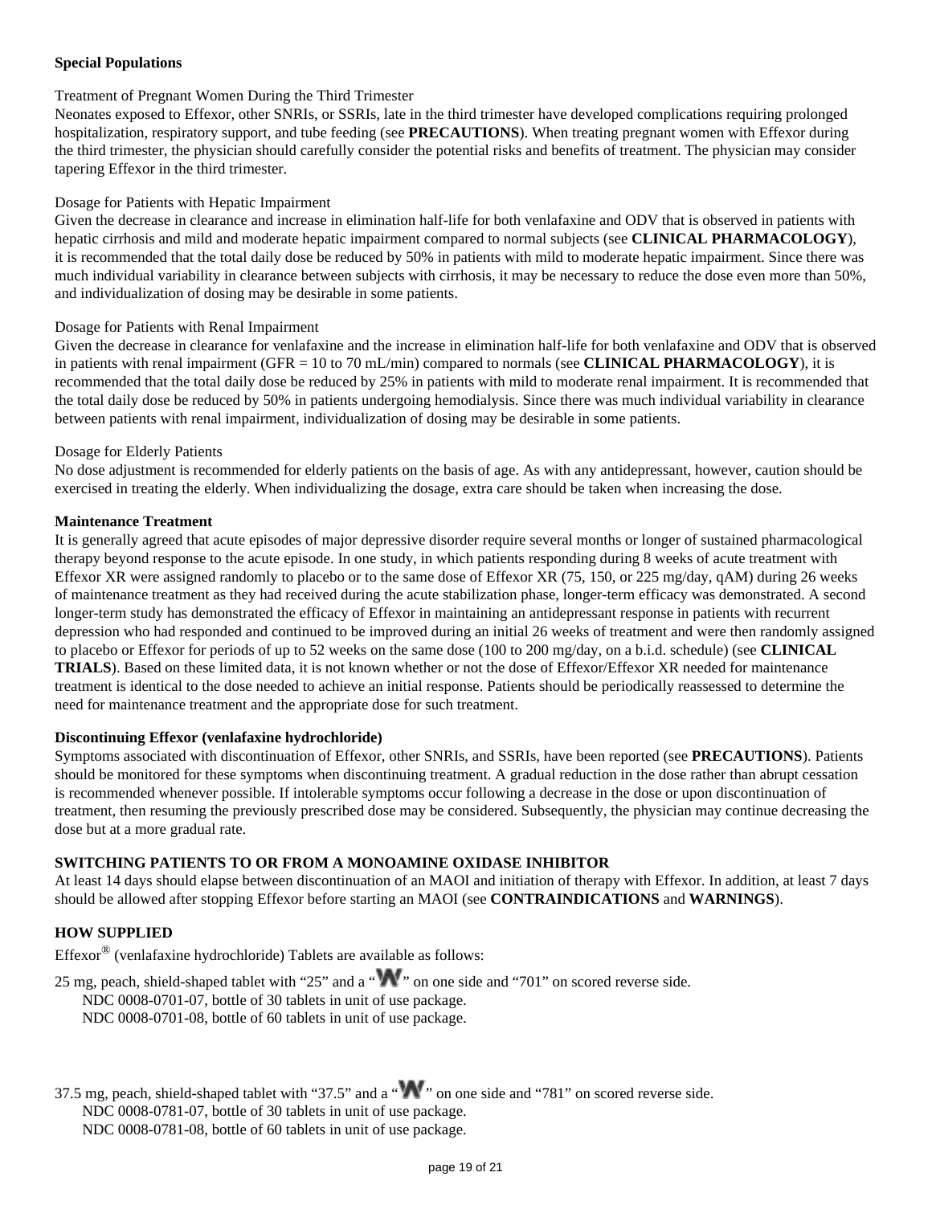**Special Populations**

Treatment of Pregnant Women During the Third Trimester
Neonates exposed to Effexor, other SNRIs, or SSRIs, late in the third trimester have developed complications requiring prolonged hospitalization, respiratory support, and tube feeding (see **PRECAUTIONS**). When treating pregnant women with Effexor during the third trimester, the physician should carefully consider the potential risks and benefits of treatment. The physician may consider tapering Effexor in the third trimester.

Dosage for Patients with Hepatic Impairment
Given the decrease in clearance and increase in elimination half-life for both venlafaxine and ODV that is observed in patients with hepatic cirrhosis and mild and moderate hepatic impairment compared to normal subjects (see **CLINICAL PHARMACOLOGY**), it is recommended that the total daily dose be reduced by 50% in patients with mild to moderate hepatic impairment. Since there was much individual variability in clearance between subjects with cirrhosis, it may be necessary to reduce the dose even more than 50%, and individualization of dosing may be desirable in some patients.

Dosage for Patients with Renal Impairment
Given the decrease in clearance for venlafaxine and the increase in elimination half-life for both venlafaxine and ODV that is observed in patients with renal impairment (GFR = 10 to 70 mL/min) compared to normals (see **CLINICAL PHARMACOLOGY**), it is recommended that the total daily dose be reduced by 25% in patients with mild to moderate renal impairment. It is recommended that the total daily dose be reduced by 50% in patients undergoing hemodialysis. Since there was much individual variability in clearance between patients with renal impairment, individualization of dosing may be desirable in some patients.

Dosage for Elderly Patients
No dose adjustment is recommended for elderly patients on the basis of age. As with any antidepressant, however, caution should be exercised in treating the elderly. When individualizing the dosage, extra care should be taken when increasing the dose.

**Maintenance Treatment**
It is generally agreed that acute episodes of major depressive disorder require several months or longer of sustained pharmacological therapy beyond response to the acute episode. In one study, in which patients responding during 8 weeks of acute treatment with Effexor XR were assigned randomly to placebo or to the same dose of Effexor XR (75, 150, or 225 mg/day, qAM) during 26 weeks of maintenance treatment as they had received during the acute stabilization phase, longer-term efficacy was demonstrated. A second longer-term study has demonstrated the efficacy of Effexor in maintaining an antidepressant response in patients with recurrent depression who had responded and continued to be improved during an initial 26 weeks of treatment and were then randomly assigned to placebo or Effexor for periods of up to 52 weeks on the same dose (100 to 200 mg/day, on a b.i.d. schedule) (see **CLINICAL TRIALS**). Based on these limited data, it is not known whether or not the dose of Effexor/Effexor XR needed for maintenance treatment is identical to the dose needed to achieve an initial response. Patients should be periodically reassessed to determine the need for maintenance treatment and the appropriate dose for such treatment.

**Discontinuing Effexor (venlafaxine hydrochloride)**
Symptoms associated with discontinuation of Effexor, other SNRIs, and SSRIs, have been reported (see **PRECAUTIONS**). Patients should be monitored for these symptoms when discontinuing treatment. A gradual reduction in the dose rather than abrupt cessation is recommended whenever possible. If intolerable symptoms occur following a decrease in the dose or upon discontinuation of treatment, then resuming the previously prescribed dose may be considered. Subsequently, the physician may continue decreasing the dose but at a more gradual rate.

**SWITCHING PATIENTS TO OR FROM A MONOAMINE OXIDASE INHIBITOR**
At least 14 days should elapse between discontinuation of an MAOI and initiation of therapy with Effexor. In addition, at least 7 days should be allowed after stopping Effexor before starting an MAOI (see **CONTRAINDICATIONS** and **WARNINGS**).

**HOW SUPPLIED**

Effexor® (venlafaxine hydrochloride) Tablets are available as follows:

25 mg, peach, shield-shaped tablet with "25" and a "W" on one side and "701" on scored reverse side.
NDC 0008-0701-07, bottle of 30 tablets in unit of use package.
NDC 0008-0701-08, bottle of 60 tablets in unit of use package.

37.5 mg, peach, shield-shaped tablet with "37.5" and a "W" on one side and "781" on scored reverse side.
NDC 0008-0781-07, bottle of 30 tablets in unit of use package.
NDC 0008-0781-08, bottle of 60 tablets in unit of use package.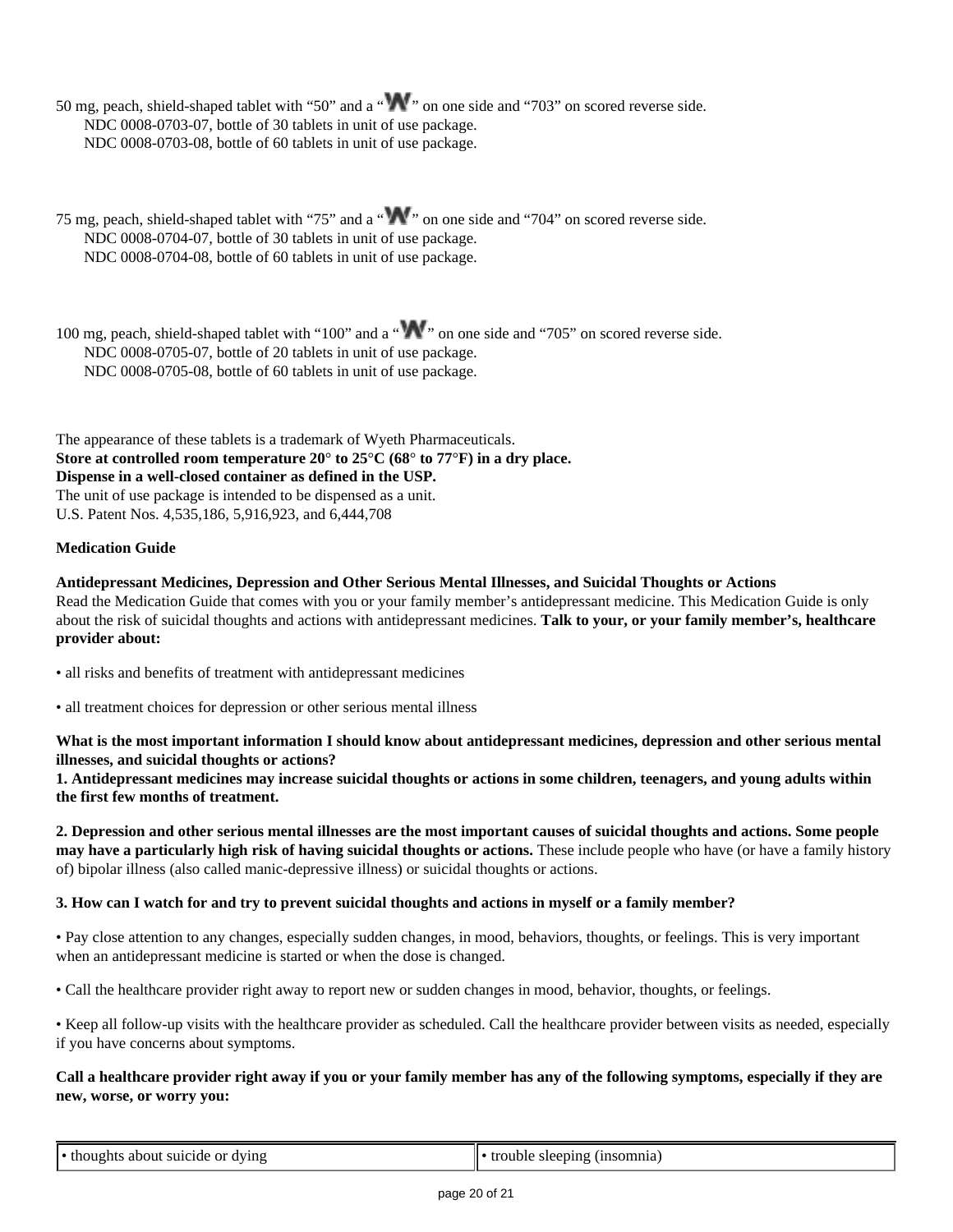50 mg, peach, shield-shaped tablet with "50" and a "W" on one side and "703" on scored reverse side.
NDC 0008-0703-07, bottle of 30 tablets in unit of use package.
NDC 0008-0703-08, bottle of 60 tablets in unit of use package.

75 mg, peach, shield-shaped tablet with "75" and a "W" on one side and "704" on scored reverse side.
NDC 0008-0704-07, bottle of 30 tablets in unit of use package.
NDC 0008-0704-08, bottle of 60 tablets in unit of use package.

100 mg, peach, shield-shaped tablet with "100" and a "W" on one side and "705" on scored reverse side.
NDC 0008-0705-07, bottle of 20 tablets in unit of use package.
NDC 0008-0705-08, bottle of 60 tablets in unit of use package.

The appearance of these tablets is a trademark of Wyeth Pharmaceuticals.
**Store at controlled room temperature 20° to 25°C (68° to 77°F) in a dry place.**
**Dispense in a well-closed container as defined in the USP.**
The unit of use package is intended to be dispensed as a unit.
U.S. Patent Nos. 4,535,186, 5,916,923, and 6,444,708

**Medication Guide**

**Antidepressant Medicines, Depression and Other Serious Mental Illnesses, and Suicidal Thoughts or Actions**
Read the Medication Guide that comes with you or your family member's antidepressant medicine. This Medication Guide is only about the risk of suicidal thoughts and actions with antidepressant medicines. **Talk to your, or your family member's, healthcare provider about:**

- all risks and benefits of treatment with antidepressant medicines
- all treatment choices for depression or other serious mental illness

**What is the most important information I should know about antidepressant medicines, depression and other serious mental illnesses, and suicidal thoughts or actions?**
**1. Antidepressant medicines may increase suicidal thoughts or actions in some children, teenagers, and young adults within the first few months of treatment.**

**2. Depression and other serious mental illnesses are the most important causes of suicidal thoughts and actions. Some people may have a particularly high risk of having suicidal thoughts or actions.** These include people who have (or have a family history of) bipolar illness (also called manic-depressive illness) or suicidal thoughts or actions.

**3. How can I watch for and try to prevent suicidal thoughts and actions in myself or a family member?**

- Pay close attention to any changes, especially sudden changes, in mood, behaviors, thoughts, or feelings. This is very important when an antidepressant medicine is started or when the dose is changed.
- Call the healthcare provider right away to report new or sudden changes in mood, behavior, thoughts, or feelings.
- Keep all follow-up visits with the healthcare provider as scheduled. Call the healthcare provider between visits as needed, especially if you have concerns about symptoms.

**Call a healthcare provider right away if you or your family member has any of the following symptoms, especially if they are new, worse, or worry you:**

| | |
|---|---|
| • thoughts about suicide or dying | • trouble sleeping (insomnia) |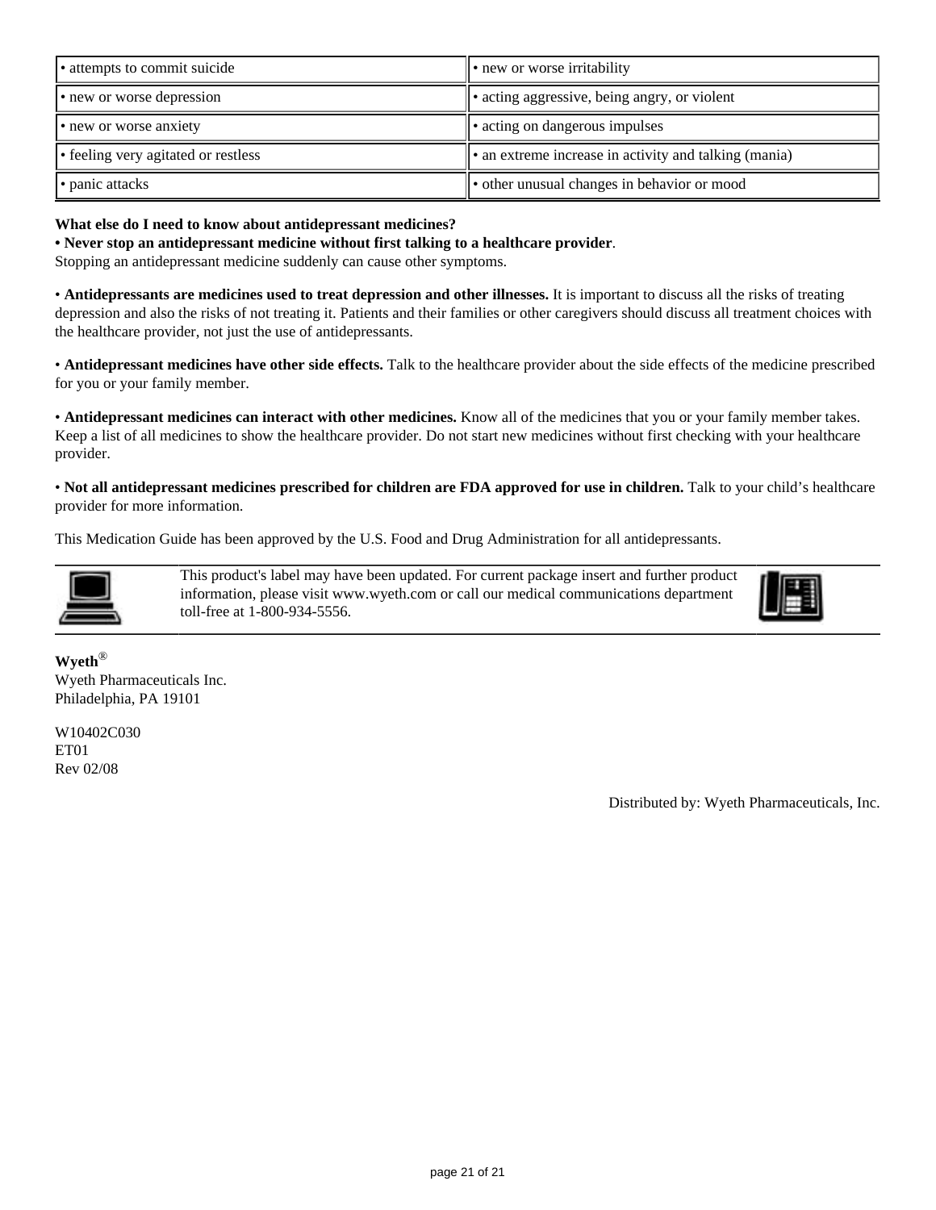| | |
|---|---|
| • attempts to commit suicide | • new or worse irritability |
| • new or worse depression | • acting aggressive, being angry, or violent |
| • new or worse anxiety | • acting on dangerous impulses |
| • feeling very agitated or restless | • an extreme increase in activity and talking (mania) |
| • panic attacks | • other unusual changes in behavior or mood |

**What else do I need to know about antidepressant medicines?**

**• Never stop an antidepressant medicine without first talking to a healthcare provider**. Stopping an antidepressant medicine suddenly can cause other symptoms.

• **Antidepressants are medicines used to treat depression and other illnesses.** It is important to discuss all the risks of treating depression and also the risks of not treating it. Patients and their families or other caregivers should discuss all treatment choices with the healthcare provider, not just the use of antidepressants.

• **Antidepressant medicines have other side effects.** Talk to the healthcare provider about the side effects of the medicine prescribed for you or your family member.

• **Antidepressant medicines can interact with other medicines.** Know all of the medicines that you or your family member takes. Keep a list of all medicines to show the healthcare provider. Do not start new medicines without first checking with your healthcare provider.

• **Not all antidepressant medicines prescribed for children are FDA approved for use in children.** Talk to your child's healthcare provider for more information.

This Medication Guide has been approved by the U.S. Food and Drug Administration for all antidepressants.

This product's label may have been updated. For current package insert and further product information, please visit www.wyeth.com or call our medical communications department toll-free at 1-800-934-5556.

**Wyeth®**
Wyeth Pharmaceuticals Inc.
Philadelphia, PA 19101

W10402C030
ET01
Rev 02/08

Distributed by: Wyeth Pharmaceuticals, Inc.